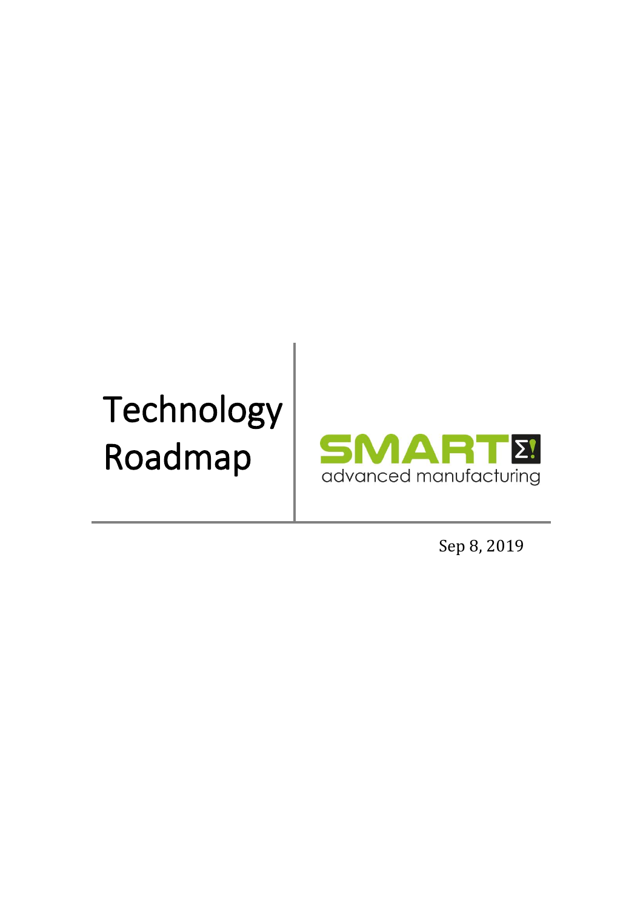# Technology Roadmap

SMARTΣ!

advanced manufacturing

Sep 8, 2019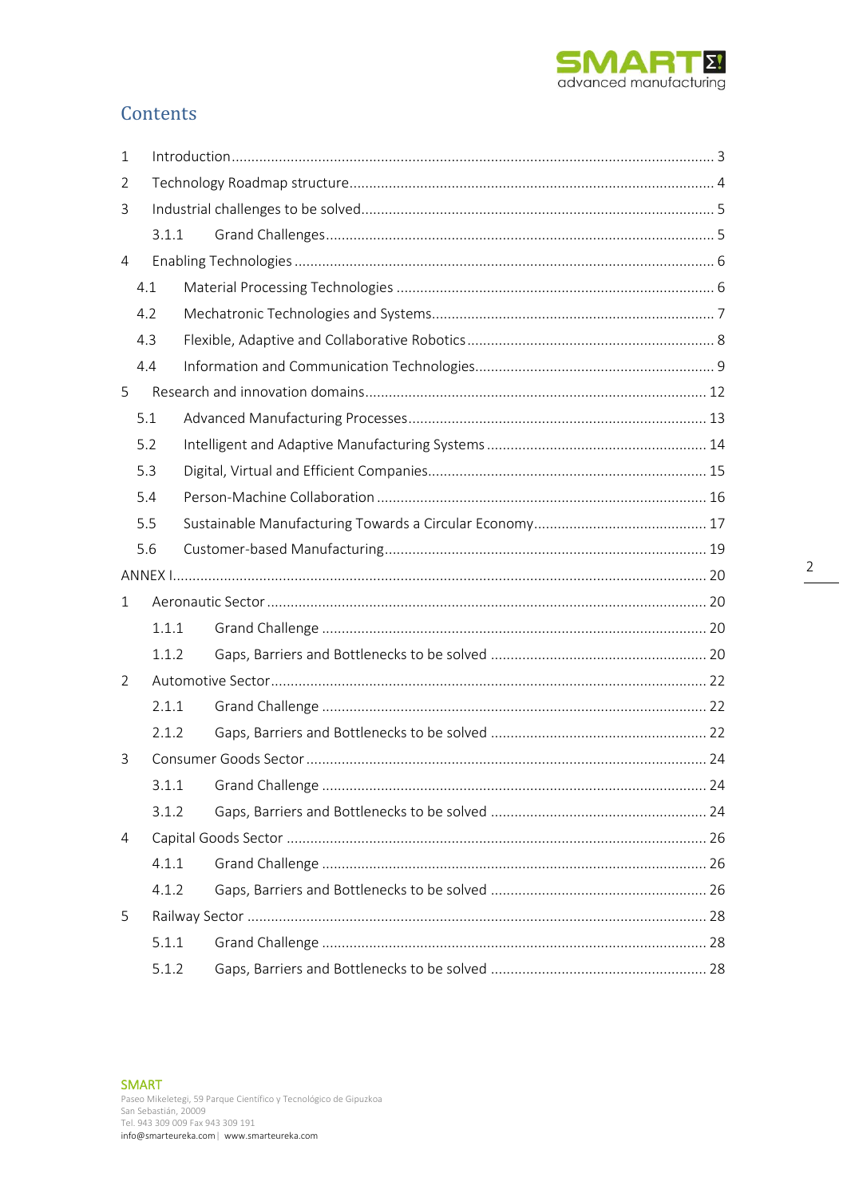## Contents

- 1 Introduction ... 3
- 2 Technology Roadmap structure ... 4
- 3 Industrial challenges to be solved ... 5
  - 3.1.1 Grand Challenges ... 5
- 4 Enabling Technologies ... 6
  - 4.1 Material Processing Technologies ... 6
  - 4.2 Mechatronic Technologies and Systems ... 7
  - 4.3 Flexible, Adaptive and Collaborative Robotics ... 8
  - 4.4 Information and Communication Technologies ... 9
- 5 Research and innovation domains ... 12
  - 5.1 Advanced Manufacturing Processes ... 13
  - 5.2 Intelligent and Adaptive Manufacturing Systems ... 14
  - 5.3 Digital, Virtual and Efficient Companies ... 15
  - 5.4 Person-Machine Collaboration ... 16
  - 5.5 Sustainable Manufacturing Towards a Circular Economy ... 17
  - 5.6 Customer-based Manufacturing ... 19
- ANNEX I ... 20
- 1 Aeronautic Sector ... 20
  - 1.1.1 Grand Challenge ... 20
  - 1.1.2 Gaps, Barriers and Bottlenecks to be solved ... 20
- 2 Automotive Sector ... 22
  - 2.1.1 Grand Challenge ... 22
  - 2.1.2 Gaps, Barriers and Bottlenecks to be solved ... 22
- 3 Consumer Goods Sector ... 24
  - 3.1.1 Grand Challenge ... 24
  - 3.1.2 Gaps, Barriers and Bottlenecks to be solved ... 24
- 4 Capital Goods Sector ... 26
  - 4.1.1 Grand Challenge ... 26
  - 4.1.2 Gaps, Barriers and Bottlenecks to be solved ... 26
- 5 Railway Sector ... 28
  - 5.1.1 Grand Challenge ... 28
  - 5.1.2 Gaps, Barriers and Bottlenecks to be solved ... 28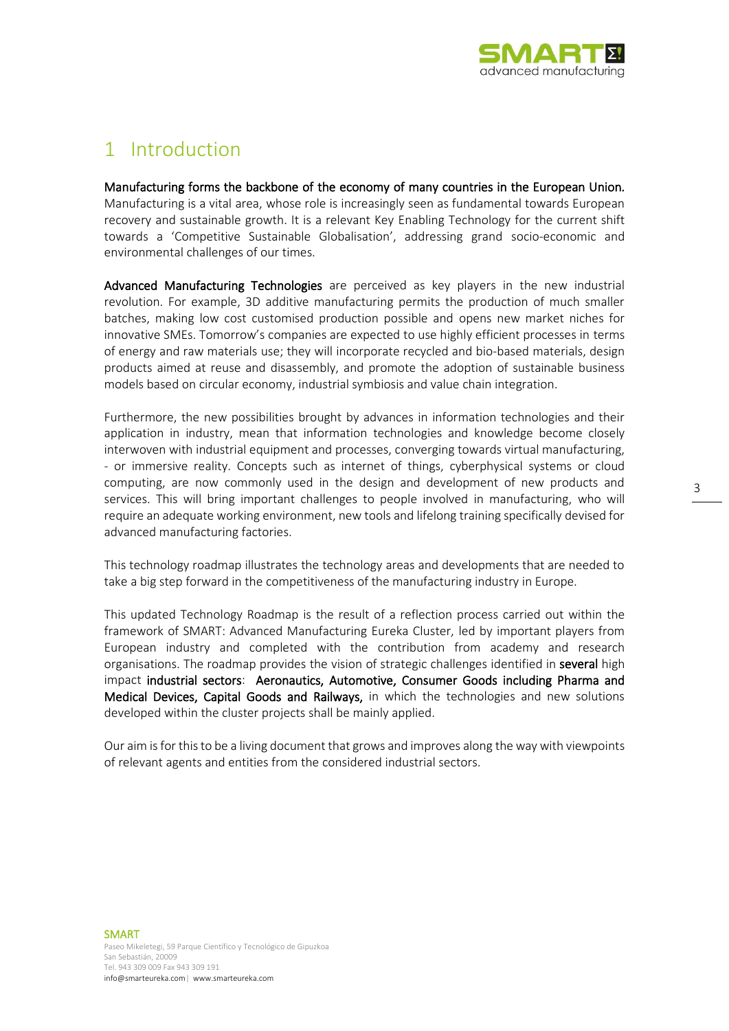# 1 Introduction

**Manufacturing forms the backbone of the economy of many countries in the European Union.** Manufacturing is a vital area, whose role is increasingly seen as fundamental towards European recovery and sustainable growth. It is a relevant Key Enabling Technology for the current shift towards a 'Competitive Sustainable Globalisation', addressing grand socio-economic and environmental challenges of our times.

**Advanced Manufacturing Technologies** are perceived as key players in the new industrial revolution. For example, 3D additive manufacturing permits the production of much smaller batches, making low cost customised production possible and opens new market niches for innovative SMEs. Tomorrow's companies are expected to use highly efficient processes in terms of energy and raw materials use; they will incorporate recycled and bio-based materials, design products aimed at reuse and disassembly, and promote the adoption of sustainable business models based on circular economy, industrial symbiosis and value chain integration.

Furthermore, the new possibilities brought by advances in information technologies and their application in industry, mean that information technologies and knowledge become closely interwoven with industrial equipment and processes, converging towards virtual manufacturing, - or immersive reality. Concepts such as internet of things, cyberphysical systems or cloud computing, are now commonly used in the design and development of new products and services. This will bring important challenges to people involved in manufacturing, who will require an adequate working environment, new tools and lifelong training specifically devised for advanced manufacturing factories.

This technology roadmap illustrates the technology areas and developments that are needed to take a big step forward in the competitiveness of the manufacturing industry in Europe.

This updated Technology Roadmap is the result of a reflection process carried out within the framework of SMART: Advanced Manufacturing Eureka Cluster, led by important players from European industry and completed with the contribution from academy and research organisations. The roadmap provides the vision of strategic challenges identified in **several** high impact **industrial sectors**: **Aeronautics, Automotive, Consumer Goods including Pharma and Medical Devices, Capital Goods and Railways,** in which the technologies and new solutions developed within the cluster projects shall be mainly applied.

Our aim is for this to be a living document that grows and improves along the way with viewpoints of relevant agents and entities from the considered industrial sectors.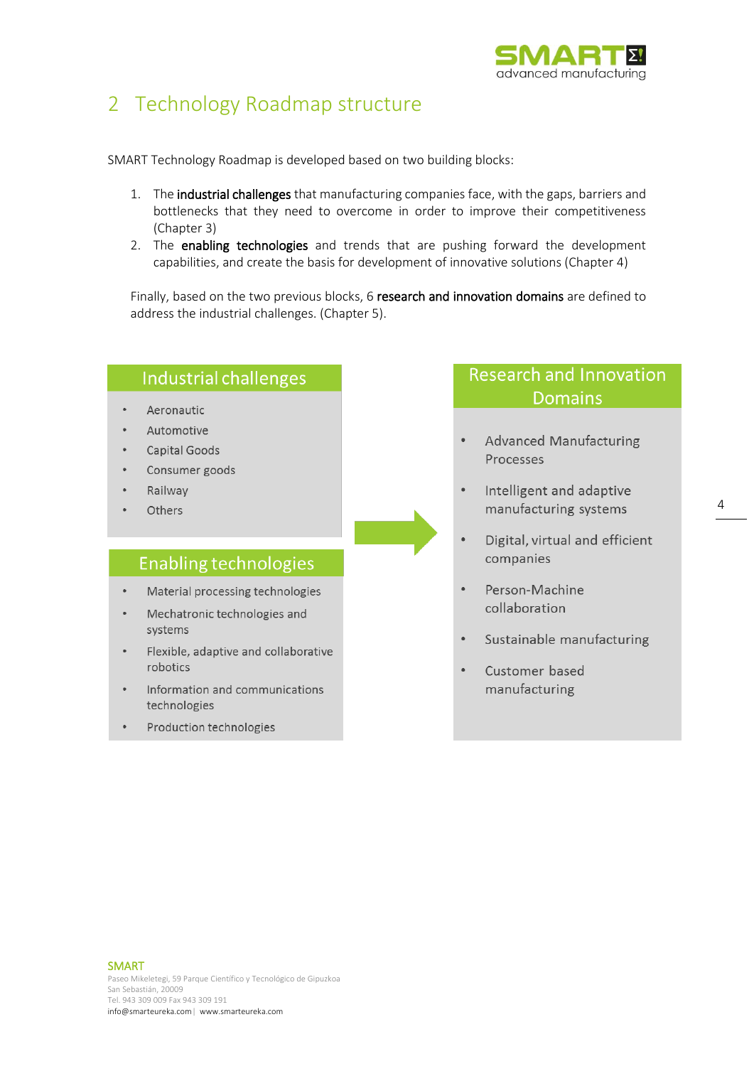## 2 Technology Roadmap structure

SMART Technology Roadmap is developed based on two building blocks:

1. The **industrial challenges** that manufacturing companies face, with the gaps, barriers and bottlenecks that they need to overcome in order to improve their competitiveness (Chapter 3)
2. The **enabling technologies** and trends that are pushing forward the development capabilities, and create the basis for development of innovative solutions (Chapter 4)

Finally, based on the two previous blocks, 6 **research and innovation domains** are defined to address the industrial challenges. (Chapter 5).

**Industrial challenges**

- Aeronautic
- Automotive
- Capital Goods
- Consumer goods
- Railway
- Others

**Enabling technologies**

- Material processing technologies
- Mechatronic technologies and systems
- Flexible, adaptive and collaborative robotics
- Information and communications technologies
- Production technologies

**Research and Innovation Domains**

- Advanced Manufacturing Processes
- Intelligent and adaptive manufacturing systems
- Digital, virtual and efficient companies
- Person-Machine collaboration
- Sustainable manufacturing
- Customer based manufacturing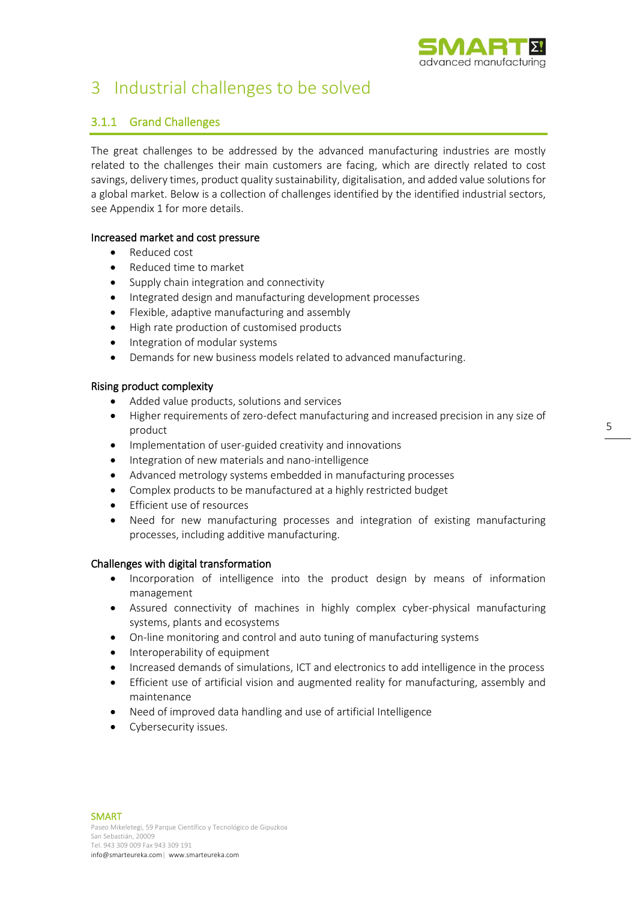# 3 Industrial challenges to be solved

### 3.1.1 Grand Challenges

The great challenges to be addressed by the advanced manufacturing industries are mostly related to the challenges their main customers are facing, which are directly related to cost savings, delivery times, product quality sustainability, digitalisation, and added value solutions for a global market. Below is a collection of challenges identified by the identified industrial sectors, see Appendix 1 for more details.

**Increased market and cost pressure**

- Reduced cost
- Reduced time to market
- Supply chain integration and connectivity
- Integrated design and manufacturing development processes
- Flexible, adaptive manufacturing and assembly
- High rate production of customised products
- Integration of modular systems
- Demands for new business models related to advanced manufacturing.

**Rising product complexity**

- Added value products, solutions and services
- Higher requirements of zero-defect manufacturing and increased precision in any size of product
- Implementation of user-guided creativity and innovations
- Integration of new materials and nano-intelligence
- Advanced metrology systems embedded in manufacturing processes
- Complex products to be manufactured at a highly restricted budget
- Efficient use of resources
- Need for new manufacturing processes and integration of existing manufacturing processes, including additive manufacturing.

**Challenges with digital transformation**

- Incorporation of intelligence into the product design by means of information management
- Assured connectivity of machines in highly complex cyber-physical manufacturing systems, plants and ecosystems
- On-line monitoring and control and auto tuning of manufacturing systems
- Interoperability of equipment
- Increased demands of simulations, ICT and electronics to add intelligence in the process
- Efficient use of artificial vision and augmented reality for manufacturing, assembly and maintenance
- Need of improved data handling and use of artificial Intelligence
- Cybersecurity issues.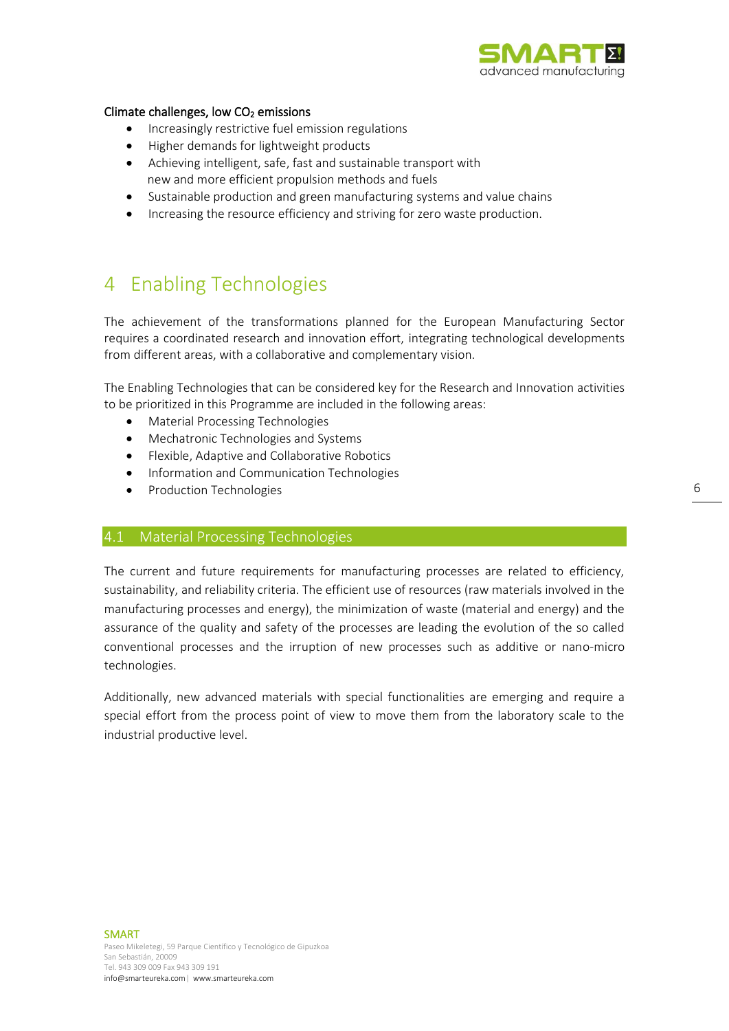**Climate challenges, low $CO_2$ emissions**

- Increasingly restrictive fuel emission regulations
- Higher demands for lightweight products
- Achieving intelligent, safe, fast and sustainable transport with new and more efficient propulsion methods and fuels
- Sustainable production and green manufacturing systems and value chains
- Increasing the resource efficiency and striving for zero waste production.

# 4 Enabling Technologies

The achievement of the transformations planned for the European Manufacturing Sector requires a coordinated research and innovation effort, integrating technological developments from different areas, with a collaborative and complementary vision.

The Enabling Technologies that can be considered key for the Research and Innovation activities to be prioritized in this Programme are included in the following areas:

- Material Processing Technologies
- Mechatronic Technologies and Systems
- Flexible, Adaptive and Collaborative Robotics
- Information and Communication Technologies
- Production Technologies

## 4.1 Material Processing Technologies

The current and future requirements for manufacturing processes are related to efficiency, sustainability, and reliability criteria. The efficient use of resources (raw materials involved in the manufacturing processes and energy), the minimization of waste (material and energy) and the assurance of the quality and safety of the processes are leading the evolution of the so called conventional processes and the irruption of new processes such as additive or nano-micro technologies.

Additionally, new advanced materials with special functionalities are emerging and require a special effort from the process point of view to move them from the laboratory scale to the industrial productive level.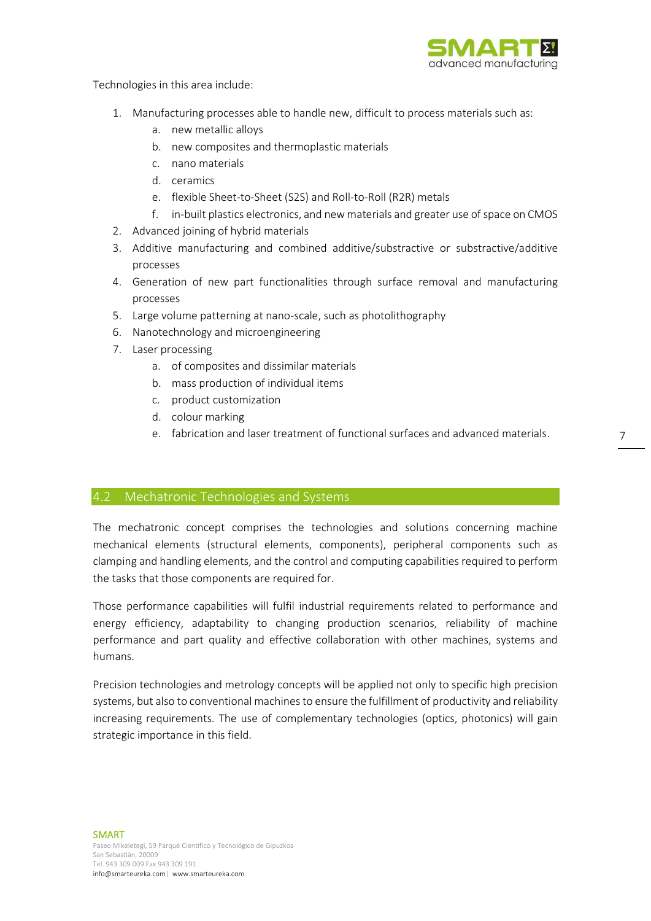Technologies in this area include:

1. Manufacturing processes able to handle new, difficult to process materials such as:
    a. new metallic alloys
    b. new composites and thermoplastic materials
    c. nano materials
    d. ceramics
    e. flexible Sheet-to-Sheet (S2S) and Roll-to-Roll (R2R) metals
    f. in-built plastics electronics, and new materials and greater use of space on CMOS
2. Advanced joining of hybrid materials
3. Additive manufacturing and combined additive/substractive or substractive/additive processes
4. Generation of new part functionalities through surface removal and manufacturing processes
5. Large volume patterning at nano-scale, such as photolithography
6. Nanotechnology and microengineering
7. Laser processing
    a. of composites and dissimilar materials
    b. mass production of individual items
    c. product customization
    d. colour marking
    e. fabrication and laser treatment of functional surfaces and advanced materials.

## 4.2 Mechatronic Technologies and Systems

The mechatronic concept comprises the technologies and solutions concerning machine mechanical elements (structural elements, components), peripheral components such as clamping and handling elements, and the control and computing capabilities required to perform the tasks that those components are required for.

Those performance capabilities will fulfil industrial requirements related to performance and energy efficiency, adaptability to changing production scenarios, reliability of machine performance and part quality and effective collaboration with other machines, systems and humans.

Precision technologies and metrology concepts will be applied not only to specific high precision systems, but also to conventional machines to ensure the fulfillment of productivity and reliability increasing requirements. The use of complementary technologies (optics, photonics) will gain strategic importance in this field.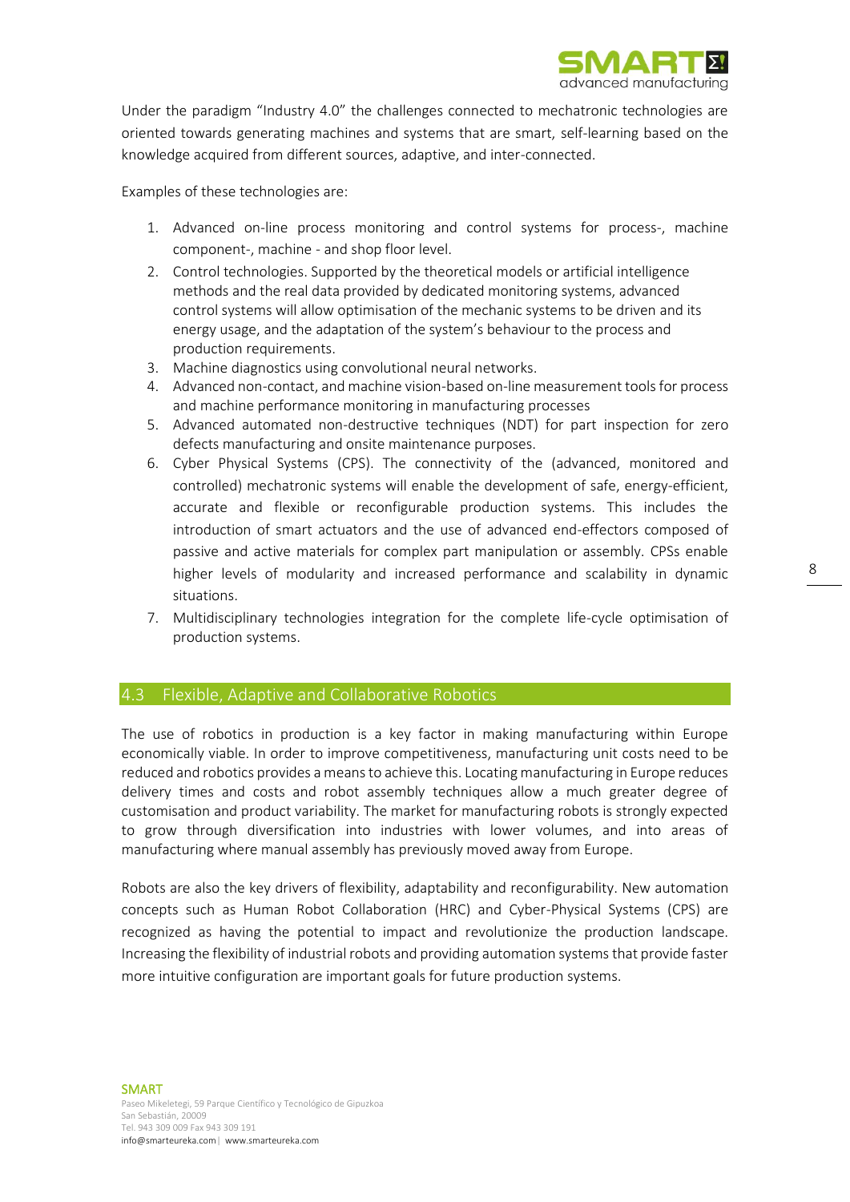Under the paradigm "Industry 4.0" the challenges connected to mechatronic technologies are oriented towards generating machines and systems that are smart, self-learning based on the knowledge acquired from different sources, adaptive, and inter-connected.

Examples of these technologies are:

1. Advanced on-line process monitoring and control systems for process-, machine component-, machine - and shop floor level.
2. Control technologies. Supported by the theoretical models or artificial intelligence methods and the real data provided by dedicated monitoring systems, advanced control systems will allow optimisation of the mechanic systems to be driven and its energy usage, and the adaptation of the system's behaviour to the process and production requirements.
3. Machine diagnostics using convolutional neural networks.
4. Advanced non-contact, and machine vision-based on-line measurement tools for process and machine performance monitoring in manufacturing processes
5. Advanced automated non-destructive techniques (NDT) for part inspection for zero defects manufacturing and onsite maintenance purposes.
6. Cyber Physical Systems (CPS). The connectivity of the (advanced, monitored and controlled) mechatronic systems will enable the development of safe, energy-efficient, accurate and flexible or reconfigurable production systems. This includes the introduction of smart actuators and the use of advanced end-effectors composed of passive and active materials for complex part manipulation or assembly. CPSs enable higher levels of modularity and increased performance and scalability in dynamic situations.
7. Multidisciplinary technologies integration for the complete life-cycle optimisation of production systems.

## 4.3 Flexible, Adaptive and Collaborative Robotics

The use of robotics in production is a key factor in making manufacturing within Europe economically viable. In order to improve competitiveness, manufacturing unit costs need to be reduced and robotics provides a means to achieve this. Locating manufacturing in Europe reduces delivery times and costs and robot assembly techniques allow a much greater degree of customisation and product variability. The market for manufacturing robots is strongly expected to grow through diversification into industries with lower volumes, and into areas of manufacturing where manual assembly has previously moved away from Europe.

Robots are also the key drivers of flexibility, adaptability and reconfigurability. New automation concepts such as Human Robot Collaboration (HRC) and Cyber-Physical Systems (CPS) are recognized as having the potential to impact and revolutionize the production landscape. Increasing the flexibility of industrial robots and providing automation systems that provide faster more intuitive configuration are important goals for future production systems.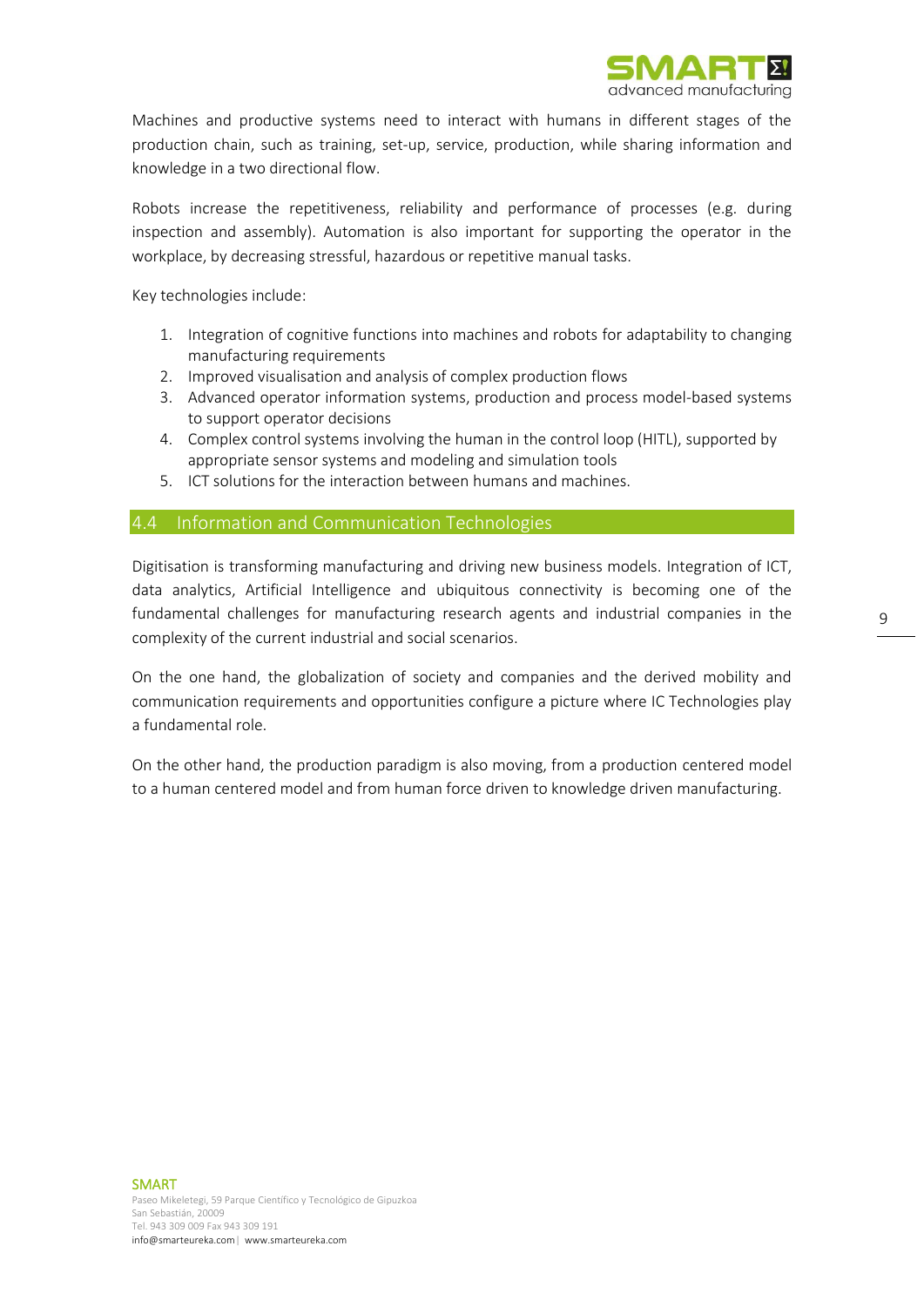Machines and productive systems need to interact with humans in different stages of the production chain, such as training, set-up, service, production, while sharing information and knowledge in a two directional flow.

Robots increase the repetitiveness, reliability and performance of processes (e.g. during inspection and assembly). Automation is also important for supporting the operator in the workplace, by decreasing stressful, hazardous or repetitive manual tasks.

Key technologies include:

1. Integration of cognitive functions into machines and robots for adaptability to changing manufacturing requirements
2. Improved visualisation and analysis of complex production flows
3. Advanced operator information systems, production and process model-based systems to support operator decisions
4. Complex control systems involving the human in the control loop (HITL), supported by appropriate sensor systems and modeling and simulation tools
5. ICT solutions for the interaction between humans and machines.

## 4.4 Information and Communication Technologies

Digitisation is transforming manufacturing and driving new business models. Integration of ICT, data analytics, Artificial Intelligence and ubiquitous connectivity is becoming one of the fundamental challenges for manufacturing research agents and industrial companies in the complexity of the current industrial and social scenarios.

On the one hand, the globalization of society and companies and the derived mobility and communication requirements and opportunities configure a picture where IC Technologies play a fundamental role.

On the other hand, the production paradigm is also moving, from a production centered model to a human centered model and from human force driven to knowledge driven manufacturing.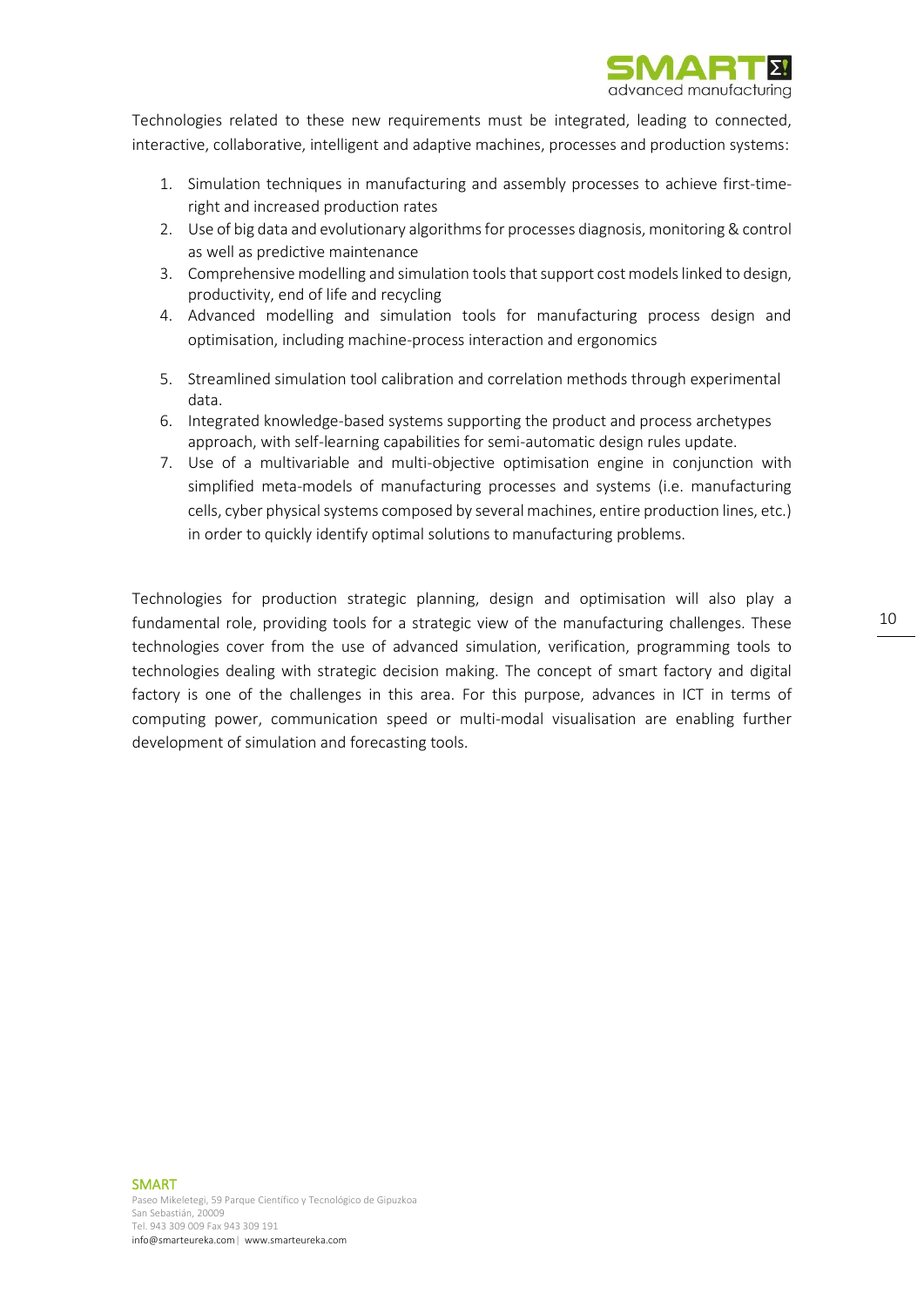Technologies related to these new requirements must be integrated, leading to connected, interactive, collaborative, intelligent and adaptive machines, processes and production systems:

1. Simulation techniques in manufacturing and assembly processes to achieve first-time-right and increased production rates
2. Use of big data and evolutionary algorithms for processes diagnosis, monitoring & control as well as predictive maintenance
3. Comprehensive modelling and simulation tools that support cost models linked to design, productivity, end of life and recycling
4. Advanced modelling and simulation tools for manufacturing process design and optimisation, including machine-process interaction and ergonomics
5. Streamlined simulation tool calibration and correlation methods through experimental data.
6. Integrated knowledge-based systems supporting the product and process archetypes approach, with self-learning capabilities for semi-automatic design rules update.
7. Use of a multivariable and multi-objective optimisation engine in conjunction with simplified meta-models of manufacturing processes and systems (i.e. manufacturing cells, cyber physical systems composed by several machines, entire production lines, etc.) in order to quickly identify optimal solutions to manufacturing problems.

Technologies for production strategic planning, design and optimisation will also play a fundamental role, providing tools for a strategic view of the manufacturing challenges. These technologies cover from the use of advanced simulation, verification, programming tools to technologies dealing with strategic decision making. The concept of smart factory and digital factory is one of the challenges in this area. For this purpose, advances in ICT in terms of computing power, communication speed or multi-modal visualisation are enabling further development of simulation and forecasting tools.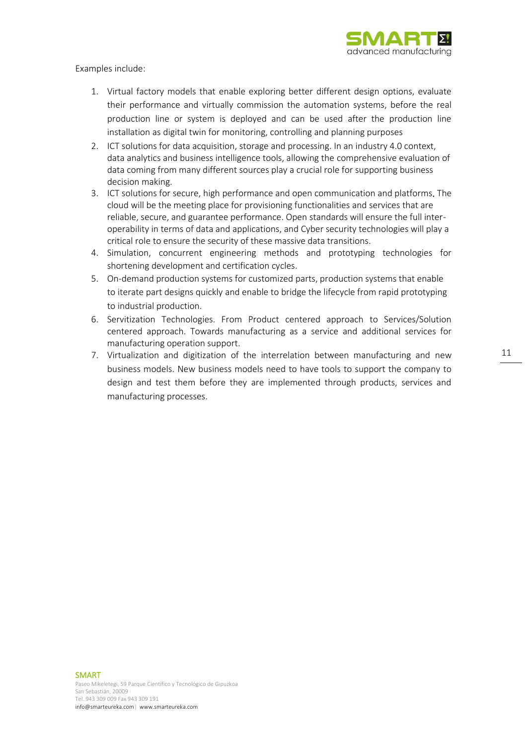Examples include:

1. Virtual factory models that enable exploring better different design options, evaluate their performance and virtually commission the automation systems, before the real production line or system is deployed and can be used after the production line installation as digital twin for monitoring, controlling and planning purposes
2. ICT solutions for data acquisition, storage and processing. In an industry 4.0 context, data analytics and business intelligence tools, allowing the comprehensive evaluation of data coming from many different sources play a crucial role for supporting business decision making.
3. ICT solutions for secure, high performance and open communication and platforms. The cloud will be the meeting place for provisioning functionalities and services that are reliable, secure, and guarantee performance. Open standards will ensure the full inter-operability in terms of data and applications, and Cyber security technologies will play a critical role to ensure the security of these massive data transitions.
4. Simulation, concurrent engineering methods and prototyping technologies for shortening development and certification cycles.
5. On-demand production systems for customized parts, production systems that enable to iterate part designs quickly and enable to bridge the lifecycle from rapid prototyping to industrial production.
6. Servitization Technologies. From Product centered approach to Services/Solution centered approach. Towards manufacturing as a service and additional services for manufacturing operation support.
7. Virtualization and digitization of the interrelation between manufacturing and new business models. New business models need to have tools to support the company to design and test them before they are implemented through products, services and manufacturing processes.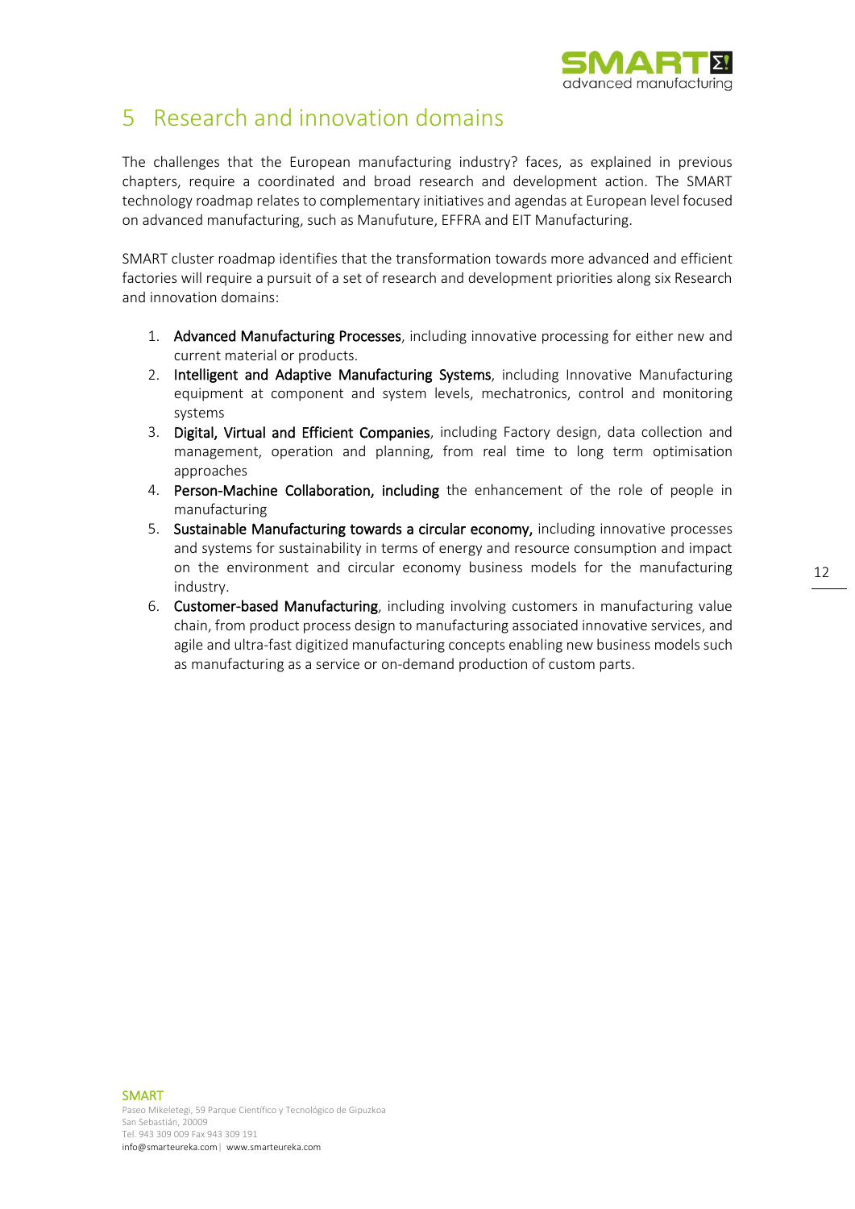# 5 Research and innovation domains

The challenges that the European manufacturing industry? faces, as explained in previous chapters, require a coordinated and broad research and development action. The SMART technology roadmap relates to complementary initiatives and agendas at European level focused on advanced manufacturing, such as Manufuture, EFFRA and EIT Manufacturing.

SMART cluster roadmap identifies that the transformation towards more advanced and efficient factories will require a pursuit of a set of research and development priorities along six Research and innovation domains:

1. **Advanced Manufacturing Processes**, including innovative processing for either new and current material or products.
2. **Intelligent and Adaptive Manufacturing Systems**, including Innovative Manufacturing equipment at component and system levels, mechatronics, control and monitoring systems
3. **Digital, Virtual and Efficient Companies**, including Factory design, data collection and management, operation and planning, from real time to long term optimisation approaches
4. **Person-Machine Collaboration, including** the enhancement of the role of people in manufacturing
5. **Sustainable Manufacturing towards a circular economy,** including innovative processes and systems for sustainability in terms of energy and resource consumption and impact on the environment and circular economy business models for the manufacturing industry.
6. **Customer-based Manufacturing**, including involving customers in manufacturing value chain, from product process design to manufacturing associated innovative services, and agile and ultra-fast digitized manufacturing concepts enabling new business models such as manufacturing as a service or on-demand production of custom parts.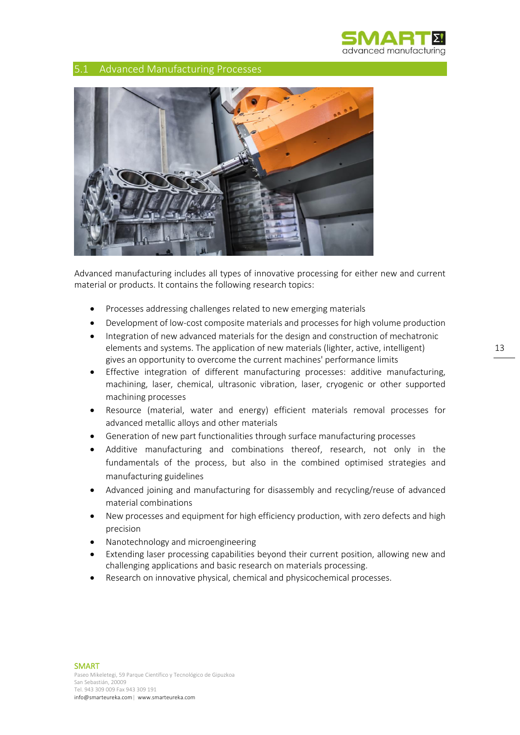## 5.1 Advanced Manufacturing Processes

Advanced manufacturing includes all types of innovative processing for either new and current material or products. It contains the following research topics:

- Processes addressing challenges related to new emerging materials
- Development of low-cost composite materials and processes for high volume production
- Integration of new advanced materials for the design and construction of mechatronic elements and systems. The application of new materials (lighter, active, intelligent) gives an opportunity to overcome the current machines' performance limits
- Effective integration of different manufacturing processes: additive manufacturing, machining, laser, chemical, ultrasonic vibration, laser, cryogenic or other supported machining processes
- Resource (material, water and energy) efficient materials removal processes for advanced metallic alloys and other materials
- Generation of new part functionalities through surface manufacturing processes
- Additive manufacturing and combinations thereof, research, not only in the fundamentals of the process, but also in the combined optimised strategies and manufacturing guidelines
- Advanced joining and manufacturing for disassembly and recycling/reuse of advanced material combinations
- New processes and equipment for high efficiency production, with zero defects and high precision
- Nanotechnology and microengineering
- Extending laser processing capabilities beyond their current position, allowing new and challenging applications and basic research on materials processing.
- Research on innovative physical, chemical and physicochemical processes.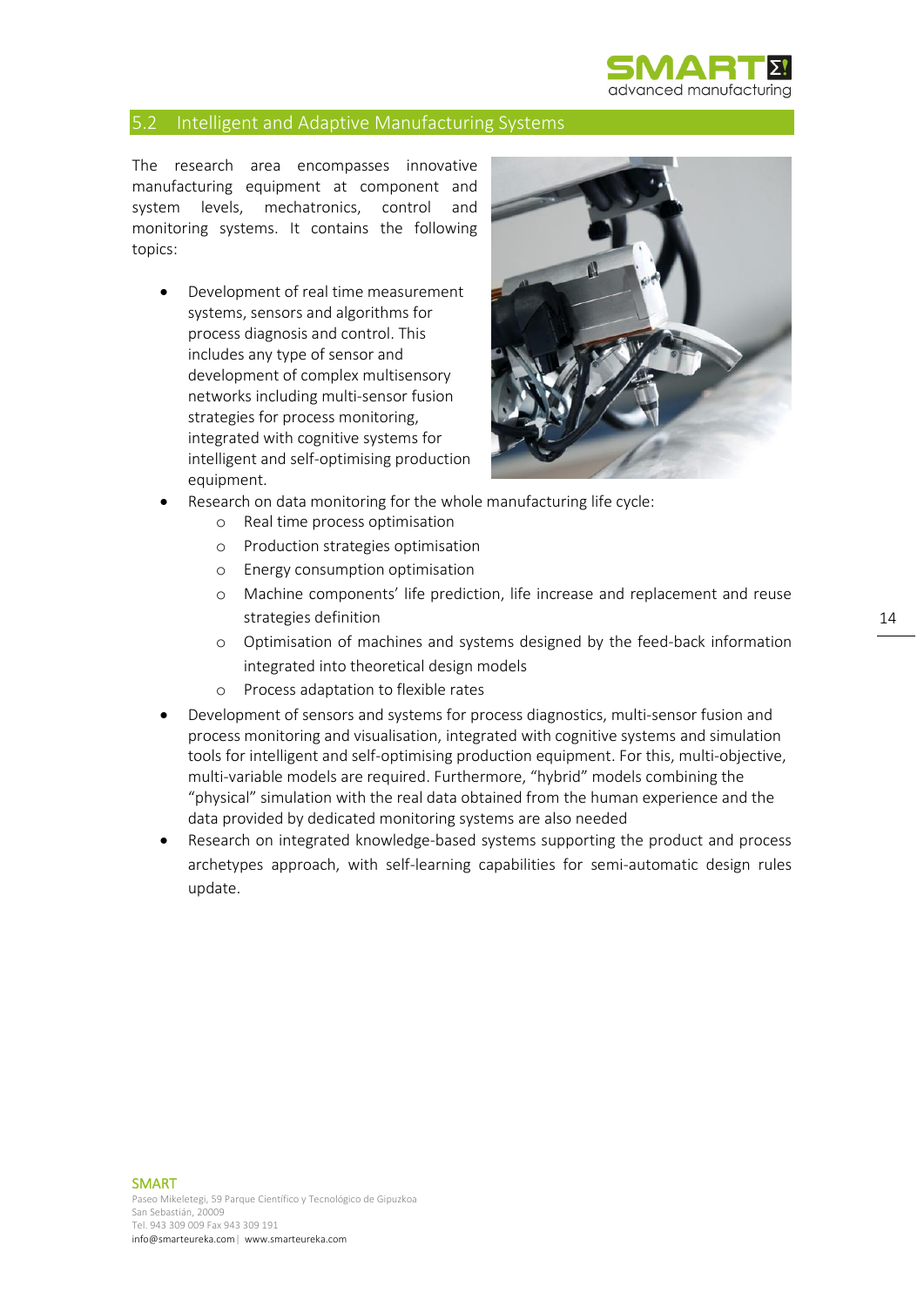## 5.2 Intelligent and Adaptive Manufacturing Systems

The research area encompasses innovative manufacturing equipment at component and system levels, mechatronics, control and monitoring systems. It contains the following topics:

- Development of real time measurement systems, sensors and algorithms for process diagnosis and control. This includes any type of sensor and development of complex multisensory networks including multi-sensor fusion strategies for process monitoring, integrated with cognitive systems for intelligent and self-optimising production equipment.
- Research on data monitoring for the whole manufacturing life cycle:
  - Real time process optimisation
  - Production strategies optimisation
  - Energy consumption optimisation
  - Machine components' life prediction, life increase and replacement and reuse strategies definition
  - Optimisation of machines and systems designed by the feed-back information integrated into theoretical design models
  - Process adaptation to flexible rates
- Development of sensors and systems for process diagnostics, multi-sensor fusion and process monitoring and visualisation, integrated with cognitive systems and simulation tools for intelligent and self-optimising production equipment. For this, multi-objective, multi-variable models are required. Furthermore, "hybrid" models combining the "physical" simulation with the real data obtained from the human experience and the data provided by dedicated monitoring systems are also needed
- Research on integrated knowledge-based systems supporting the product and process archetypes approach, with self-learning capabilities for semi-automatic design rules update.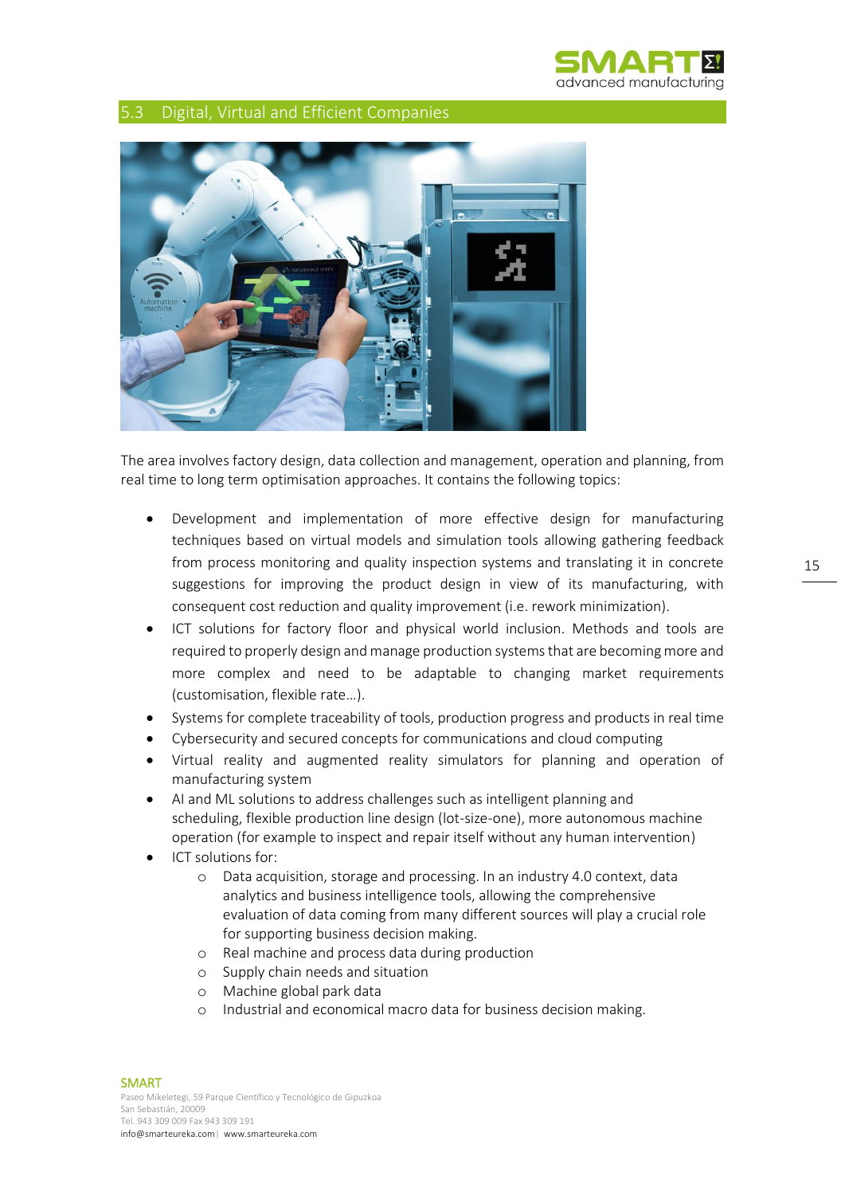## 5.3 Digital, Virtual and Efficient Companies

The area involves factory design, data collection and management, operation and planning, from real time to long term optimisation approaches. It contains the following topics:

- Development and implementation of more effective design for manufacturing techniques based on virtual models and simulation tools allowing gathering feedback from process monitoring and quality inspection systems and translating it in concrete suggestions for improving the product design in view of its manufacturing, with consequent cost reduction and quality improvement (i.e. rework minimization).
- ICT solutions for factory floor and physical world inclusion. Methods and tools are required to properly design and manage production systems that are becoming more and more complex and need to be adaptable to changing market requirements (customisation, flexible rate…).
- Systems for complete traceability of tools, production progress and products in real time
- Cybersecurity and secured concepts for communications and cloud computing
- Virtual reality and augmented reality simulators for planning and operation of manufacturing system
- AI and ML solutions to address challenges such as intelligent planning and scheduling, flexible production line design (lot-size-one), more autonomous machine operation (for example to inspect and repair itself without any human intervention)
- ICT solutions for:
  - Data acquisition, storage and processing. In an industry 4.0 context, data analytics and business intelligence tools, allowing the comprehensive evaluation of data coming from many different sources will play a crucial role for supporting business decision making.
  - Real machine and process data during production
  - Supply chain needs and situation
  - Machine global park data
  - Industrial and economical macro data for business decision making.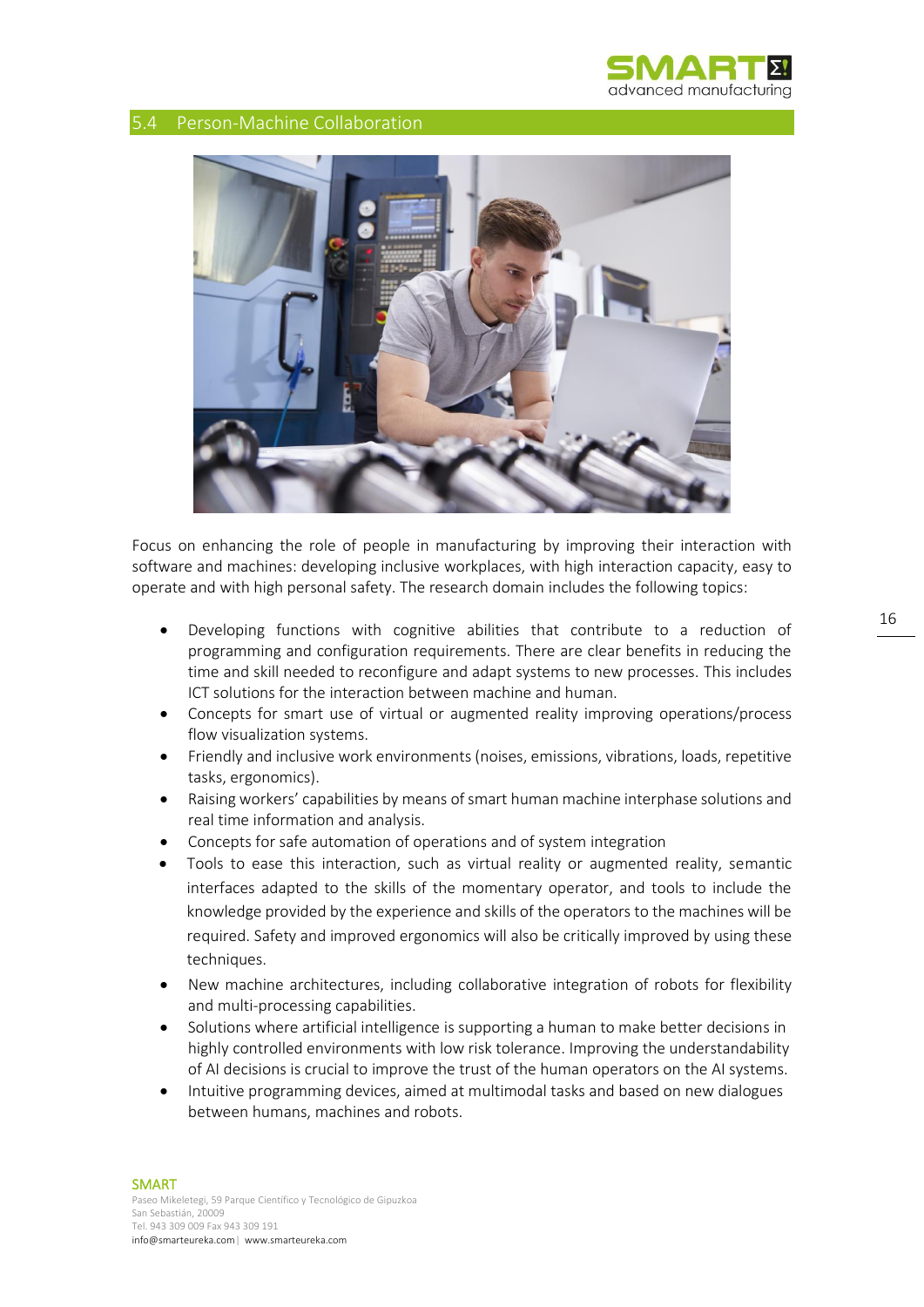## 5.4 Person-Machine Collaboration

Focus on enhancing the role of people in manufacturing by improving their interaction with software and machines: developing inclusive workplaces, with high interaction capacity, easy to operate and with high personal safety. The research domain includes the following topics:

- Developing functions with cognitive abilities that contribute to a reduction of programming and configuration requirements. There are clear benefits in reducing the time and skill needed to reconfigure and adapt systems to new processes. This includes ICT solutions for the interaction between machine and human.
- Concepts for smart use of virtual or augmented reality improving operations/process flow visualization systems.
- Friendly and inclusive work environments (noises, emissions, vibrations, loads, repetitive tasks, ergonomics).
- Raising workers' capabilities by means of smart human machine interphase solutions and real time information and analysis.
- Concepts for safe automation of operations and of system integration
- Tools to ease this interaction, such as virtual reality or augmented reality, semantic interfaces adapted to the skills of the momentary operator, and tools to include the knowledge provided by the experience and skills of the operators to the machines will be required. Safety and improved ergonomics will also be critically improved by using these techniques.
- New machine architectures, including collaborative integration of robots for flexibility and multi-processing capabilities.
- Solutions where artificial intelligence is supporting a human to make better decisions in highly controlled environments with low risk tolerance. Improving the understandability of AI decisions is crucial to improve the trust of the human operators on the AI systems.
- Intuitive programming devices, aimed at multimodal tasks and based on new dialogues between humans, machines and robots.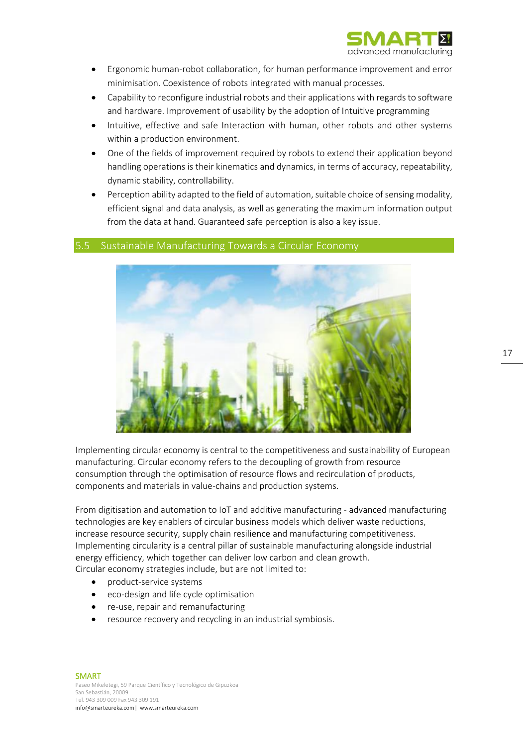- Ergonomic human-robot collaboration, for human performance improvement and error minimisation. Coexistence of robots integrated with manual processes.
- Capability to reconfigure industrial robots and their applications with regards to software and hardware. Improvement of usability by the adoption of Intuitive programming
- Intuitive, effective and safe Interaction with human, other robots and other systems within a production environment.
- One of the fields of improvement required by robots to extend their application beyond handling operations is their kinematics and dynamics, in terms of accuracy, repeatability, dynamic stability, controllability.
- Perception ability adapted to the field of automation, suitable choice of sensing modality, efficient signal and data analysis, as well as generating the maximum information output from the data at hand. Guaranteed safe perception is also a key issue.

## 5.5 Sustainable Manufacturing Towards a Circular Economy

Implementing circular economy is central to the competitiveness and sustainability of European manufacturing. Circular economy refers to the decoupling of growth from resource consumption through the optimisation of resource flows and recirculation of products, components and materials in value-chains and production systems.

From digitisation and automation to IoT and additive manufacturing - advanced manufacturing technologies are key enablers of circular business models which deliver waste reductions, increase resource security, supply chain resilience and manufacturing competitiveness. Implementing circularity is a central pillar of sustainable manufacturing alongside industrial energy efficiency, which together can deliver low carbon and clean growth.
Circular economy strategies include, but are not limited to:

- product-service systems
- eco-design and life cycle optimisation
- re-use, repair and remanufacturing
- resource recovery and recycling in an industrial symbiosis.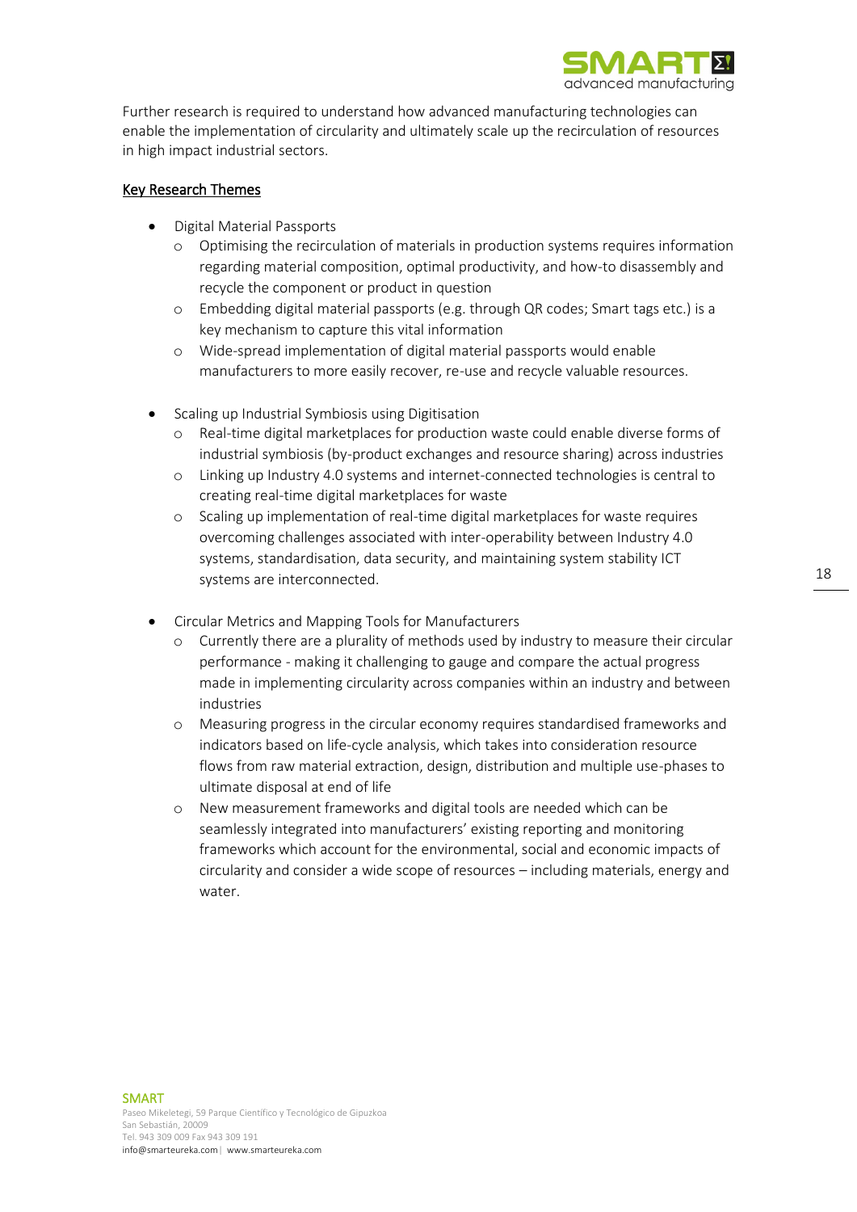Further research is required to understand how advanced manufacturing technologies can enable the implementation of circularity and ultimately scale up the recirculation of resources in high impact industrial sectors.

**Key Research Themes**

- Digital Material Passports
  - Optimising the recirculation of materials in production systems requires information regarding material composition, optimal productivity, and how-to disassembly and recycle the component or product in question
  - Embedding digital material passports (e.g. through QR codes; Smart tags etc.) is a key mechanism to capture this vital information
  - Wide-spread implementation of digital material passports would enable manufacturers to more easily recover, re-use and recycle valuable resources.

- Scaling up Industrial Symbiosis using Digitisation
  - Real-time digital marketplaces for production waste could enable diverse forms of industrial symbiosis (by-product exchanges and resource sharing) across industries
  - Linking up Industry 4.0 systems and internet-connected technologies is central to creating real-time digital marketplaces for waste
  - Scaling up implementation of real-time digital marketplaces for waste requires overcoming challenges associated with inter-operability between Industry 4.0 systems, standardisation, data security, and maintaining system stability ICT systems are interconnected.

- Circular Metrics and Mapping Tools for Manufacturers
  - Currently there are a plurality of methods used by industry to measure their circular performance - making it challenging to gauge and compare the actual progress made in implementing circularity across companies within an industry and between industries
  - Measuring progress in the circular economy requires standardised frameworks and indicators based on life-cycle analysis, which takes into consideration resource flows from raw material extraction, design, distribution and multiple use-phases to ultimate disposal at end of life
  - New measurement frameworks and digital tools are needed which can be seamlessly integrated into manufacturers' existing reporting and monitoring frameworks which account for the environmental, social and economic impacts of circularity and consider a wide scope of resources – including materials, energy and water.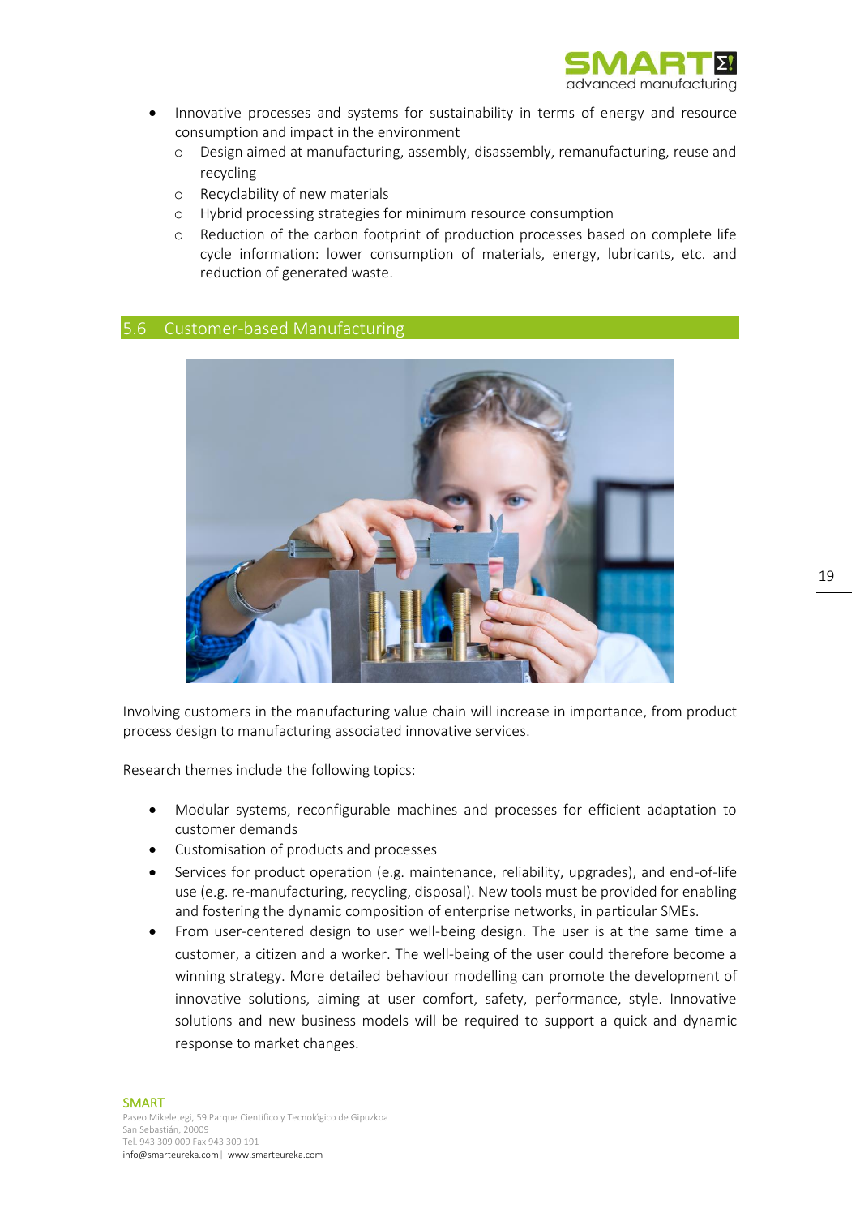- Innovative processes and systems for sustainability in terms of energy and resource consumption and impact in the environment
    - Design aimed at manufacturing, assembly, disassembly, remanufacturing, reuse and recycling
    - Recyclability of new materials
    - Hybrid processing strategies for minimum resource consumption
    - Reduction of the carbon footprint of production processes based on complete life cycle information: lower consumption of materials, energy, lubricants, etc. and reduction of generated waste.

## 5.6 Customer-based Manufacturing

Involving customers in the manufacturing value chain will increase in importance, from product process design to manufacturing associated innovative services.

Research themes include the following topics:

- Modular systems, reconfigurable machines and processes for efficient adaptation to customer demands
- Customisation of products and processes
- Services for product operation (e.g. maintenance, reliability, upgrades), and end-of-life use (e.g. re-manufacturing, recycling, disposal). New tools must be provided for enabling and fostering the dynamic composition of enterprise networks, in particular SMEs.
- From user-centered design to user well-being design. The user is at the same time a customer, a citizen and a worker. The well-being of the user could therefore become a winning strategy. More detailed behaviour modelling can promote the development of innovative solutions, aiming at user comfort, safety, performance, style. Innovative solutions and new business models will be required to support a quick and dynamic response to market changes.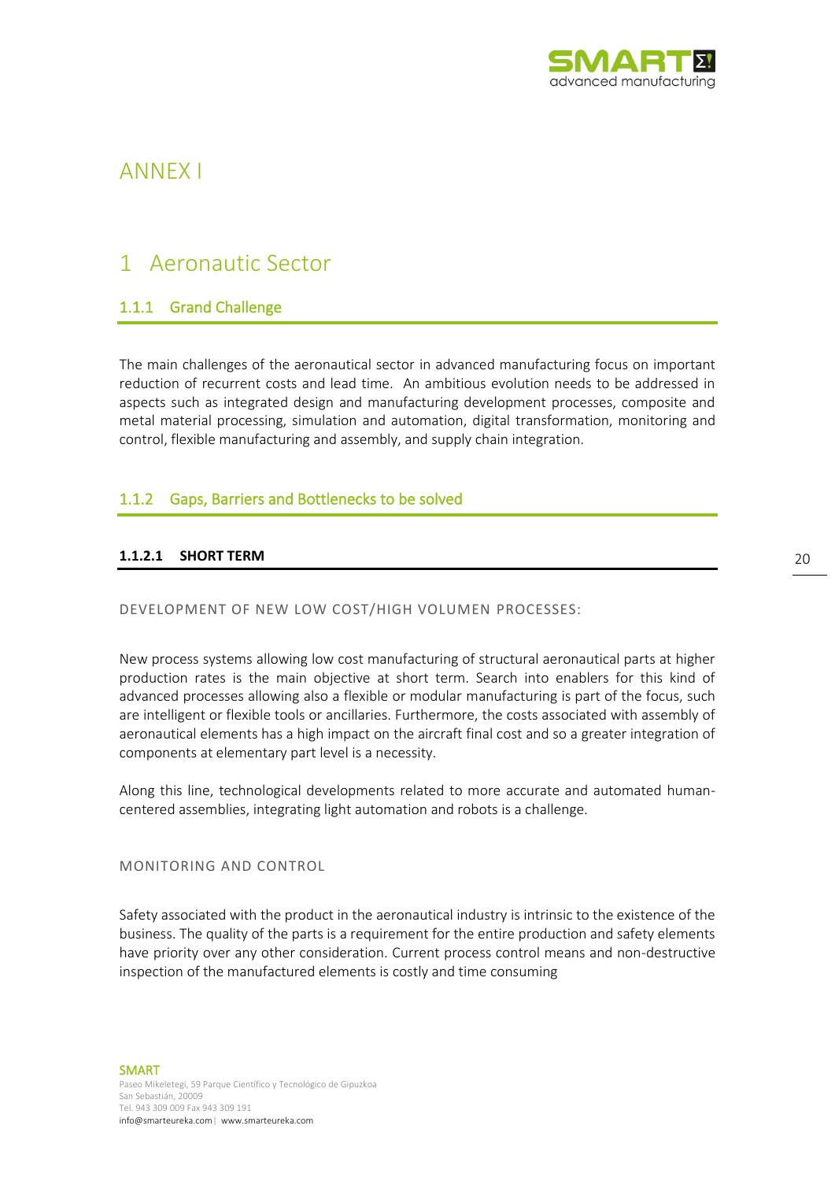# ANNEX I

# 1 Aeronautic Sector

### 1.1.1 Grand Challenge

The main challenges of the aeronautical sector in advanced manufacturing focus on important reduction of recurrent costs and lead time. An ambitious evolution needs to be addressed in aspects such as integrated design and manufacturing development processes, composite and metal material processing, simulation and automation, digital transformation, monitoring and control, flexible manufacturing and assembly, and supply chain integration.

### 1.1.2 Gaps, Barriers and Bottlenecks to be solved

#### 1.1.2.1 SHORT TERM

DEVELOPMENT OF NEW LOW COST/HIGH VOLUMEN PROCESSES:

New process systems allowing low cost manufacturing of structural aeronautical parts at higher production rates is the main objective at short term. Search into enablers for this kind of advanced processes allowing also a flexible or modular manufacturing is part of the focus, such are intelligent or flexible tools or ancillaries. Furthermore, the costs associated with assembly of aeronautical elements has a high impact on the aircraft final cost and so a greater integration of components at elementary part level is a necessity.

Along this line, technological developments related to more accurate and automated human-centered assemblies, integrating light automation and robots is a challenge.

MONITORING AND CONTROL

Safety associated with the product in the aeronautical industry is intrinsic to the existence of the business. The quality of the parts is a requirement for the entire production and safety elements have priority over any other consideration. Current process control means and non-destructive inspection of the manufactured elements is costly and time consuming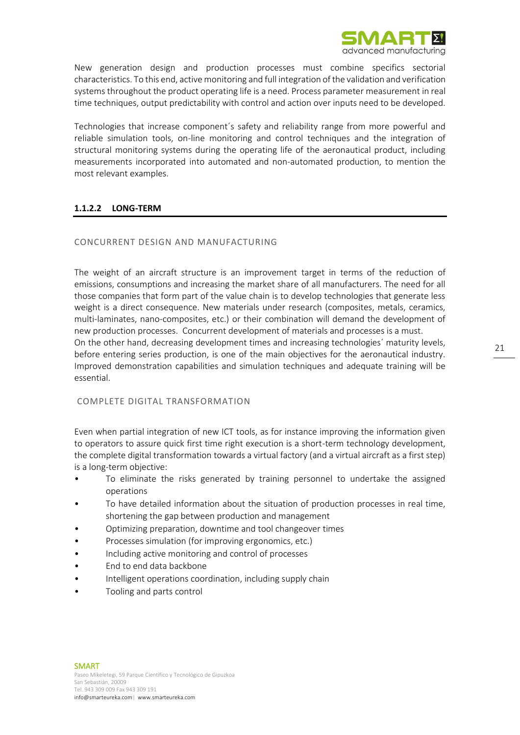New generation design and production processes must combine specifics sectorial characteristics. To this end, active monitoring and full integration of the validation and verification systems throughout the product operating life is a need. Process parameter measurement in real time techniques, output predictability with control and action over inputs need to be developed.

Technologies that increase component´s safety and reliability range from more powerful and reliable simulation tools, on-line monitoring and control techniques and the integration of structural monitoring systems during the operating life of the aeronautical product, including measurements incorporated into automated and non-automated production, to mention the most relevant examples.

#### 1.1.2.2 LONG-TERM

##### CONCURRENT DESIGN AND MANUFACTURING

The weight of an aircraft structure is an improvement target in terms of the reduction of emissions, consumptions and increasing the market share of all manufacturers. The need for all those companies that form part of the value chain is to develop technologies that generate less weight is a direct consequence. New materials under research (composites, metals, ceramics, multi-laminates, nano-composites, etc.) or their combination will demand the development of new production processes. Concurrent development of materials and processes is a must.
On the other hand, decreasing development times and increasing technologies´ maturity levels, before entering series production, is one of the main objectives for the aeronautical industry. Improved demonstration capabilities and simulation techniques and adequate training will be essential.

##### COMPLETE DIGITAL TRANSFORMATION

Even when partial integration of new ICT tools, as for instance improving the information given to operators to assure quick first time right execution is a short-term technology development, the complete digital transformation towards a virtual factory (and a virtual aircraft as a first step) is a long-term objective:

- To eliminate the risks generated by training personnel to undertake the assigned operations
- To have detailed information about the situation of production processes in real time, shortening the gap between production and management
- Optimizing preparation, downtime and tool changeover times
- Processes simulation (for improving ergonomics, etc.)
- Including active monitoring and control of processes
- End to end data backbone
- Intelligent operations coordination, including supply chain
- Tooling and parts control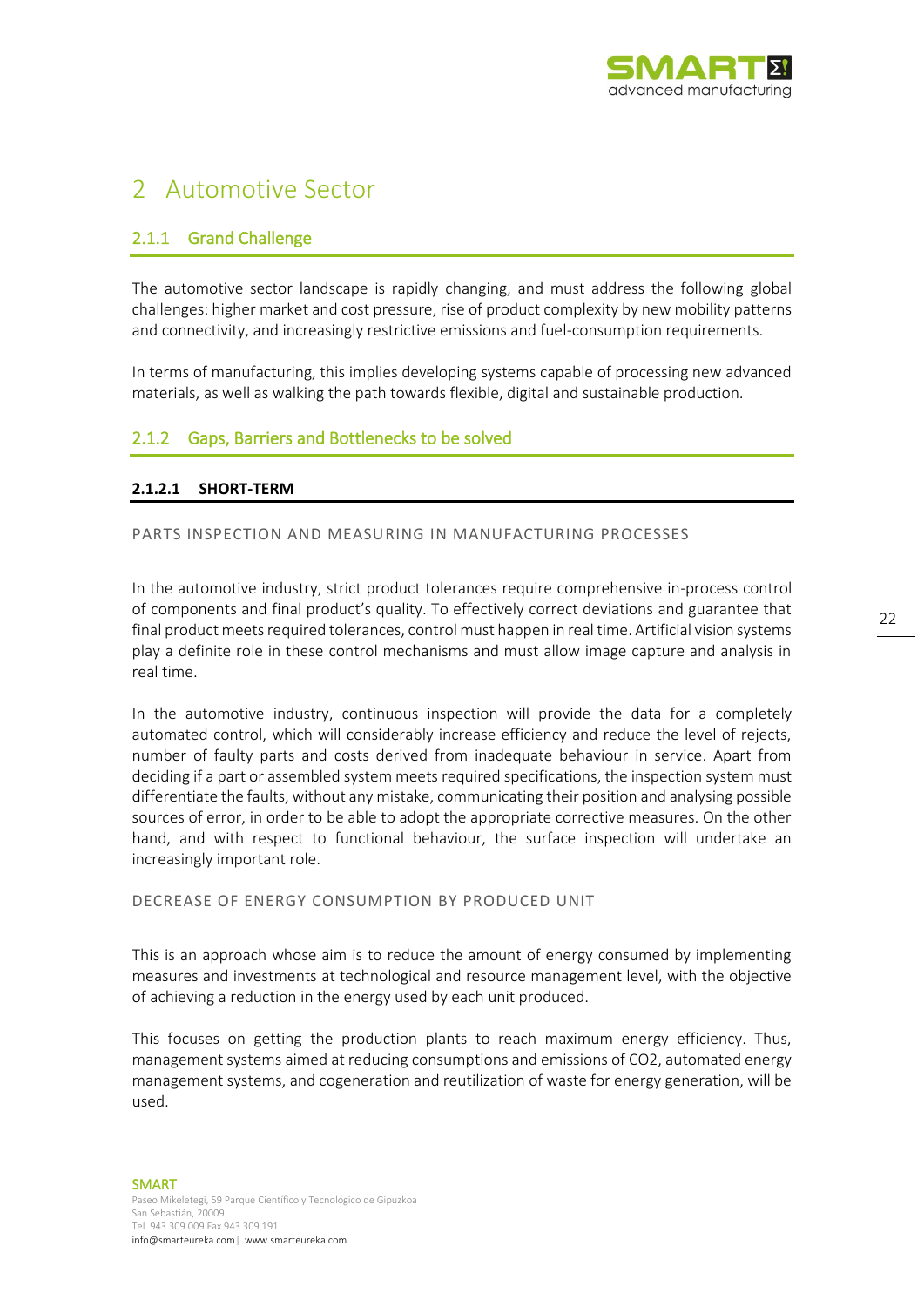# 2 Automotive Sector

### 2.1.1 Grand Challenge

The automotive sector landscape is rapidly changing, and must address the following global challenges: higher market and cost pressure, rise of product complexity by new mobility patterns and connectivity, and increasingly restrictive emissions and fuel-consumption requirements.

In terms of manufacturing, this implies developing systems capable of processing new advanced materials, as well as walking the path towards flexible, digital and sustainable production.

### 2.1.2 Gaps, Barriers and Bottlenecks to be solved

#### 2.1.2.1 SHORT-TERM

PARTS INSPECTION AND MEASURING IN MANUFACTURING PROCESSES

In the automotive industry, strict product tolerances require comprehensive in-process control of components and final product's quality. To effectively correct deviations and guarantee that final product meets required tolerances, control must happen in real time. Artificial vision systems play a definite role in these control mechanisms and must allow image capture and analysis in real time.

In the automotive industry, continuous inspection will provide the data for a completely automated control, which will considerably increase efficiency and reduce the level of rejects, number of faulty parts and costs derived from inadequate behaviour in service. Apart from deciding if a part or assembled system meets required specifications, the inspection system must differentiate the faults, without any mistake, communicating their position and analysing possible sources of error, in order to be able to adopt the appropriate corrective measures. On the other hand, and with respect to functional behaviour, the surface inspection will undertake an increasingly important role.

DECREASE OF ENERGY CONSUMPTION BY PRODUCED UNIT

This is an approach whose aim is to reduce the amount of energy consumed by implementing measures and investments at technological and resource management level, with the objective of achieving a reduction in the energy used by each unit produced.

This focuses on getting the production plants to reach maximum energy efficiency. Thus, management systems aimed at reducing consumptions and emissions of $CO_2$, automated energy management systems, and cogeneration and reutilization of waste for energy generation, will be used.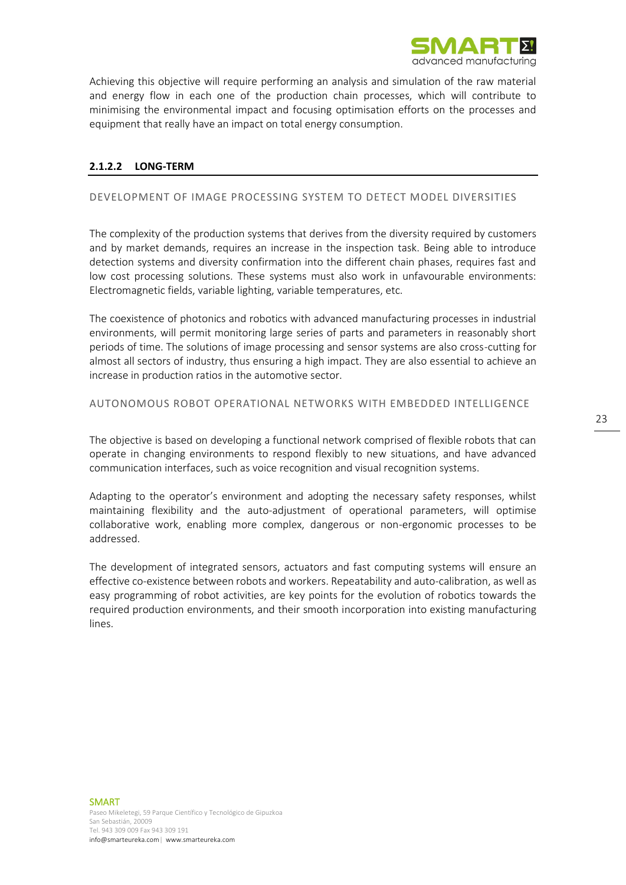Achieving this objective will require performing an analysis and simulation of the raw material and energy flow in each one of the production chain processes, which will contribute to minimising the environmental impact and focusing optimisation efforts on the processes and equipment that really have an impact on total energy consumption.

#### 2.1.2.2 LONG-TERM

##### DEVELOPMENT OF IMAGE PROCESSING SYSTEM TO DETECT MODEL DIVERSITIES

The complexity of the production systems that derives from the diversity required by customers and by market demands, requires an increase in the inspection task. Being able to introduce detection systems and diversity confirmation into the different chain phases, requires fast and low cost processing solutions. These systems must also work in unfavourable environments: Electromagnetic fields, variable lighting, variable temperatures, etc.

The coexistence of photonics and robotics with advanced manufacturing processes in industrial environments, will permit monitoring large series of parts and parameters in reasonably short periods of time. The solutions of image processing and sensor systems are also cross-cutting for almost all sectors of industry, thus ensuring a high impact. They are also essential to achieve an increase in production ratios in the automotive sector.

##### AUTONOMOUS ROBOT OPERATIONAL NETWORKS WITH EMBEDDED INTELLIGENCE

The objective is based on developing a functional network comprised of flexible robots that can operate in changing environments to respond flexibly to new situations, and have advanced communication interfaces, such as voice recognition and visual recognition systems.

Adapting to the operator's environment and adopting the necessary safety responses, whilst maintaining flexibility and the auto-adjustment of operational parameters, will optimise collaborative work, enabling more complex, dangerous or non-ergonomic processes to be addressed.

The development of integrated sensors, actuators and fast computing systems will ensure an effective co-existence between robots and workers. Repeatability and auto-calibration, as well as easy programming of robot activities, are key points for the evolution of robotics towards the required production environments, and their smooth incorporation into existing manufacturing lines.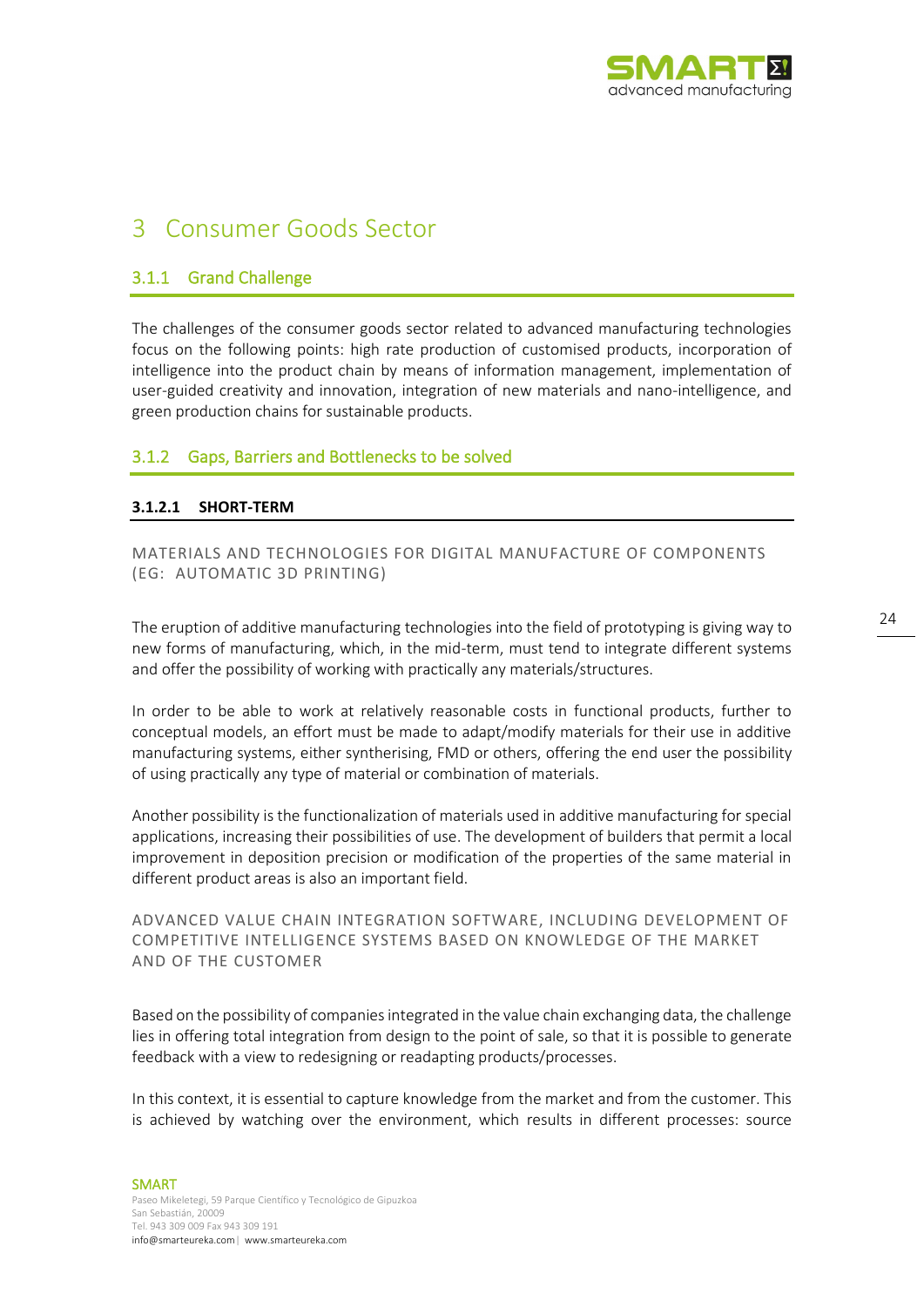# 3 Consumer Goods Sector

### 3.1.1 Grand Challenge

The challenges of the consumer goods sector related to advanced manufacturing technologies focus on the following points: high rate production of customised products, incorporation of intelligence into the product chain by means of information management, implementation of user-guided creativity and innovation, integration of new materials and nano-intelligence, and green production chains for sustainable products.

### 3.1.2 Gaps, Barriers and Bottlenecks to be solved

#### 3.1.2.1 SHORT-TERM

MATERIALS AND TECHNOLOGIES FOR DIGITAL MANUFACTURE OF COMPONENTS (EG: AUTOMATIC 3D PRINTING)

The eruption of additive manufacturing technologies into the field of prototyping is giving way to new forms of manufacturing, which, in the mid-term, must tend to integrate different systems and offer the possibility of working with practically any materials/structures.

In order to be able to work at relatively reasonable costs in functional products, further to conceptual models, an effort must be made to adapt/modify materials for their use in additive manufacturing systems, either syntherising, FMD or others, offering the end user the possibility of using practically any type of material or combination of materials.

Another possibility is the functionalization of materials used in additive manufacturing for special applications, increasing their possibilities of use. The development of builders that permit a local improvement in deposition precision or modification of the properties of the same material in different product areas is also an important field.

ADVANCED VALUE CHAIN INTEGRATION SOFTWARE, INCLUDING DEVELOPMENT OF COMPETITIVE INTELLIGENCE SYSTEMS BASED ON KNOWLEDGE OF THE MARKET AND OF THE CUSTOMER

Based on the possibility of companies integrated in the value chain exchanging data, the challenge lies in offering total integration from design to the point of sale, so that it is possible to generate feedback with a view to redesigning or readapting products/processes.

In this context, it is essential to capture knowledge from the market and from the customer. This is achieved by watching over the environment, which results in different processes: source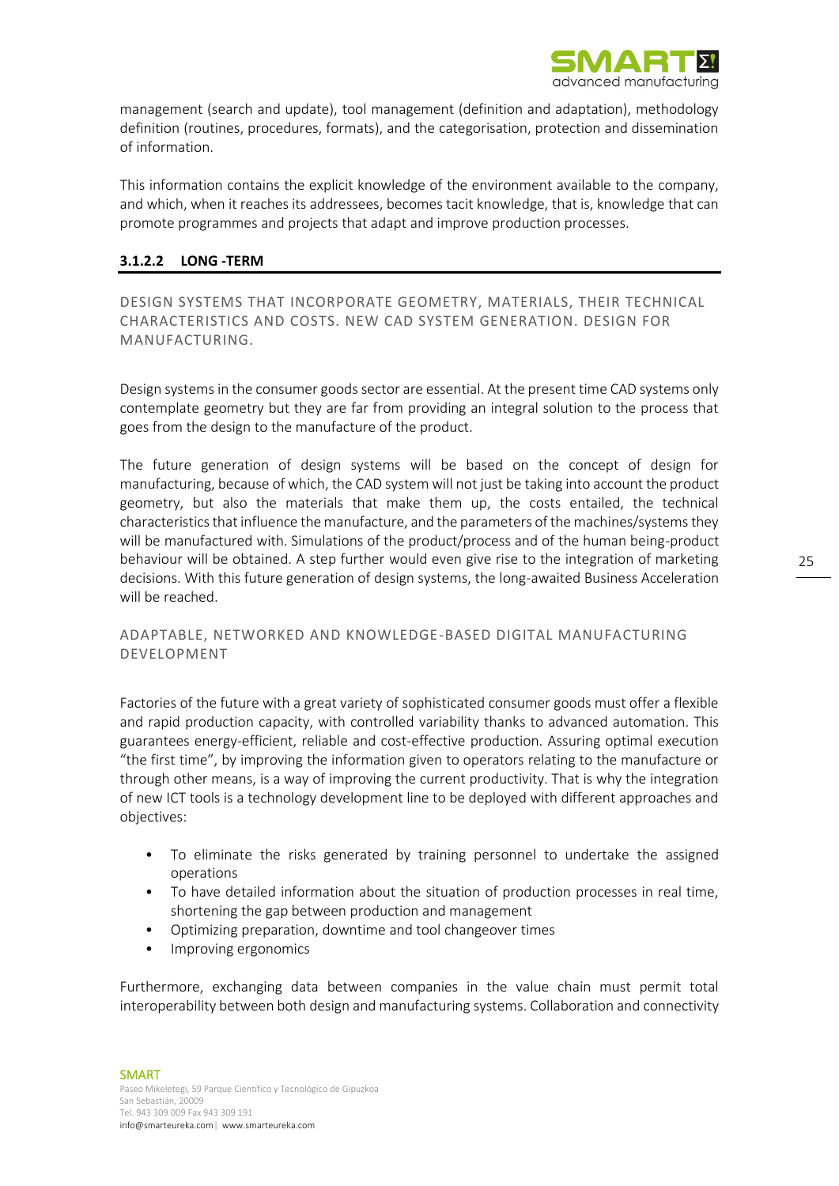management (search and update), tool management (definition and adaptation), methodology definition (routines, procedures, formats), and the categorisation, protection and dissemination of information.

This information contains the explicit knowledge of the environment available to the company, and which, when it reaches its addressees, becomes tacit knowledge, that is, knowledge that can promote programmes and projects that adapt and improve production processes.

### 3.1.2.2 LONG -TERM

#### DESIGN SYSTEMS THAT INCORPORATE GEOMETRY, MATERIALS, THEIR TECHNICAL CHARACTERISTICS AND COSTS. NEW CAD SYSTEM GENERATION. DESIGN FOR MANUFACTURING.

Design systems in the consumer goods sector are essential. At the present time CAD systems only contemplate geometry but they are far from providing an integral solution to the process that goes from the design to the manufacture of the product.

The future generation of design systems will be based on the concept of design for manufacturing, because of which, the CAD system will not just be taking into account the product geometry, but also the materials that make them up, the costs entailed, the technical characteristics that influence the manufacture, and the parameters of the machines/systems they will be manufactured with. Simulations of the product/process and of the human being-product behaviour will be obtained. A step further would even give rise to the integration of marketing decisions. With this future generation of design systems, the long-awaited Business Acceleration will be reached.

#### ADAPTABLE, NETWORKED AND KNOWLEDGE-BASED DIGITAL MANUFACTURING DEVELOPMENT

Factories of the future with a great variety of sophisticated consumer goods must offer a flexible and rapid production capacity, with controlled variability thanks to advanced automation. This guarantees energy-efficient, reliable and cost-effective production. Assuring optimal execution "the first time", by improving the information given to operators relating to the manufacture or through other means, is a way of improving the current productivity. That is why the integration of new ICT tools is a technology development line to be deployed with different approaches and objectives:

- To eliminate the risks generated by training personnel to undertake the assigned operations
- To have detailed information about the situation of production processes in real time, shortening the gap between production and management
- Optimizing preparation, downtime and tool changeover times
- Improving ergonomics

Furthermore, exchanging data between companies in the value chain must permit total interoperability between both design and manufacturing systems. Collaboration and connectivity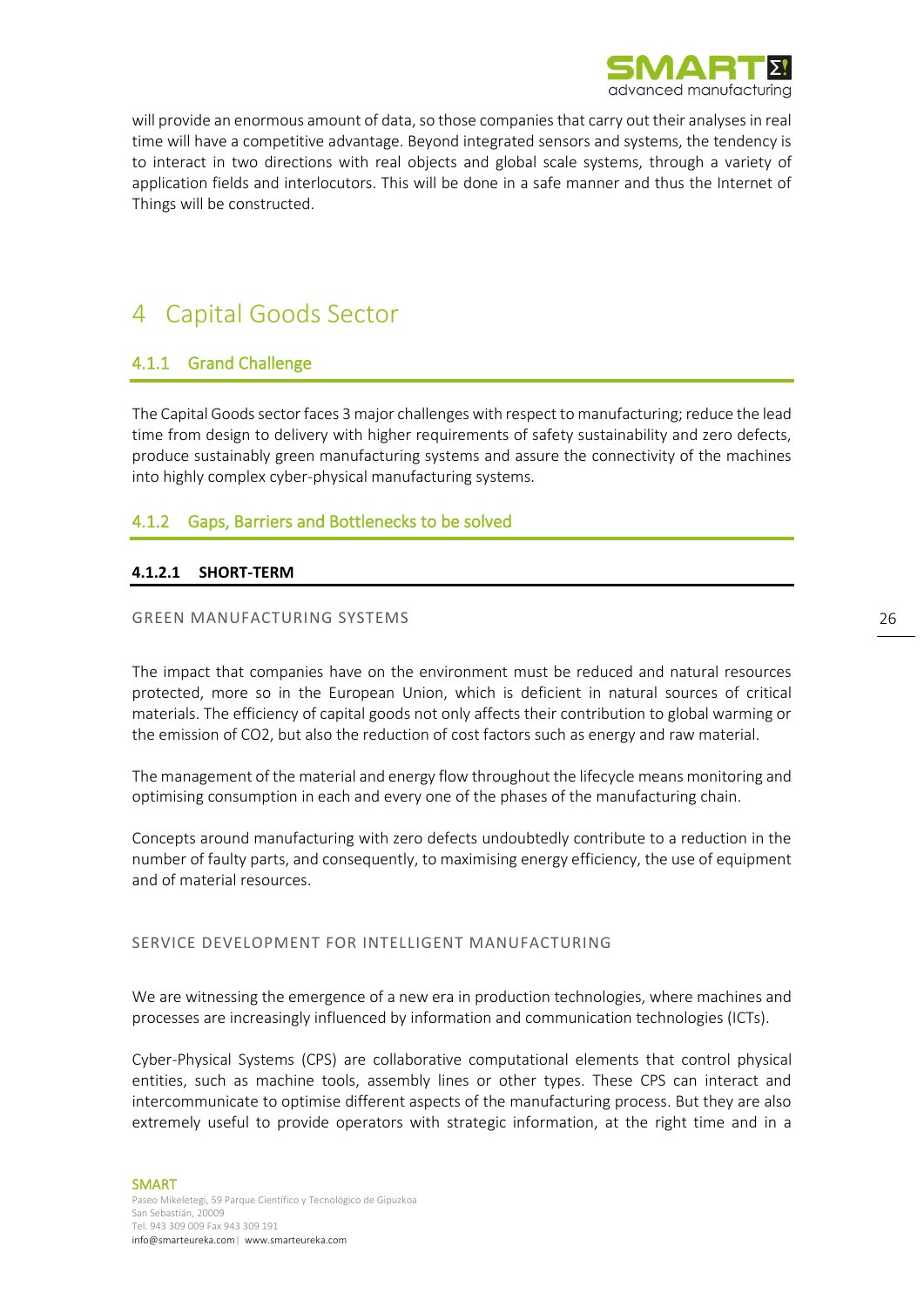will provide an enormous amount of data, so those companies that carry out their analyses in real time will have a competitive advantage. Beyond integrated sensors and systems, the tendency is to interact in two directions with real objects and global scale systems, through a variety of application fields and interlocutors. This will be done in a safe manner and thus the Internet of Things will be constructed.

# 4 Capital Goods Sector

## 4.1.1 Grand Challenge

The Capital Goods sector faces 3 major challenges with respect to manufacturing; reduce the lead time from design to delivery with higher requirements of safety sustainability and zero defects, produce sustainably green manufacturing systems and assure the connectivity of the machines into highly complex cyber-physical manufacturing systems.

## 4.1.2 Gaps, Barriers and Bottlenecks to be solved

### 4.1.2.1 SHORT-TERM

GREEN MANUFACTURING SYSTEMS

The impact that companies have on the environment must be reduced and natural resources protected, more so in the European Union, which is deficient in natural sources of critical materials. The efficiency of capital goods not only affects their contribution to global warming or the emission of $CO_2$, but also the reduction of cost factors such as energy and raw material.

The management of the material and energy flow throughout the lifecycle means monitoring and optimising consumption in each and every one of the phases of the manufacturing chain.

Concepts around manufacturing with zero defects undoubtedly contribute to a reduction in the number of faulty parts, and consequently, to maximising energy efficiency, the use of equipment and of material resources.

SERVICE DEVELOPMENT FOR INTELLIGENT MANUFACTURING

We are witnessing the emergence of a new era in production technologies, where machines and processes are increasingly influenced by information and communication technologies (ICTs).

Cyber-Physical Systems (CPS) are collaborative computational elements that control physical entities, such as machine tools, assembly lines or other types. These CPS can interact and intercommunicate to optimise different aspects of the manufacturing process. But they are also extremely useful to provide operators with strategic information, at the right time and in a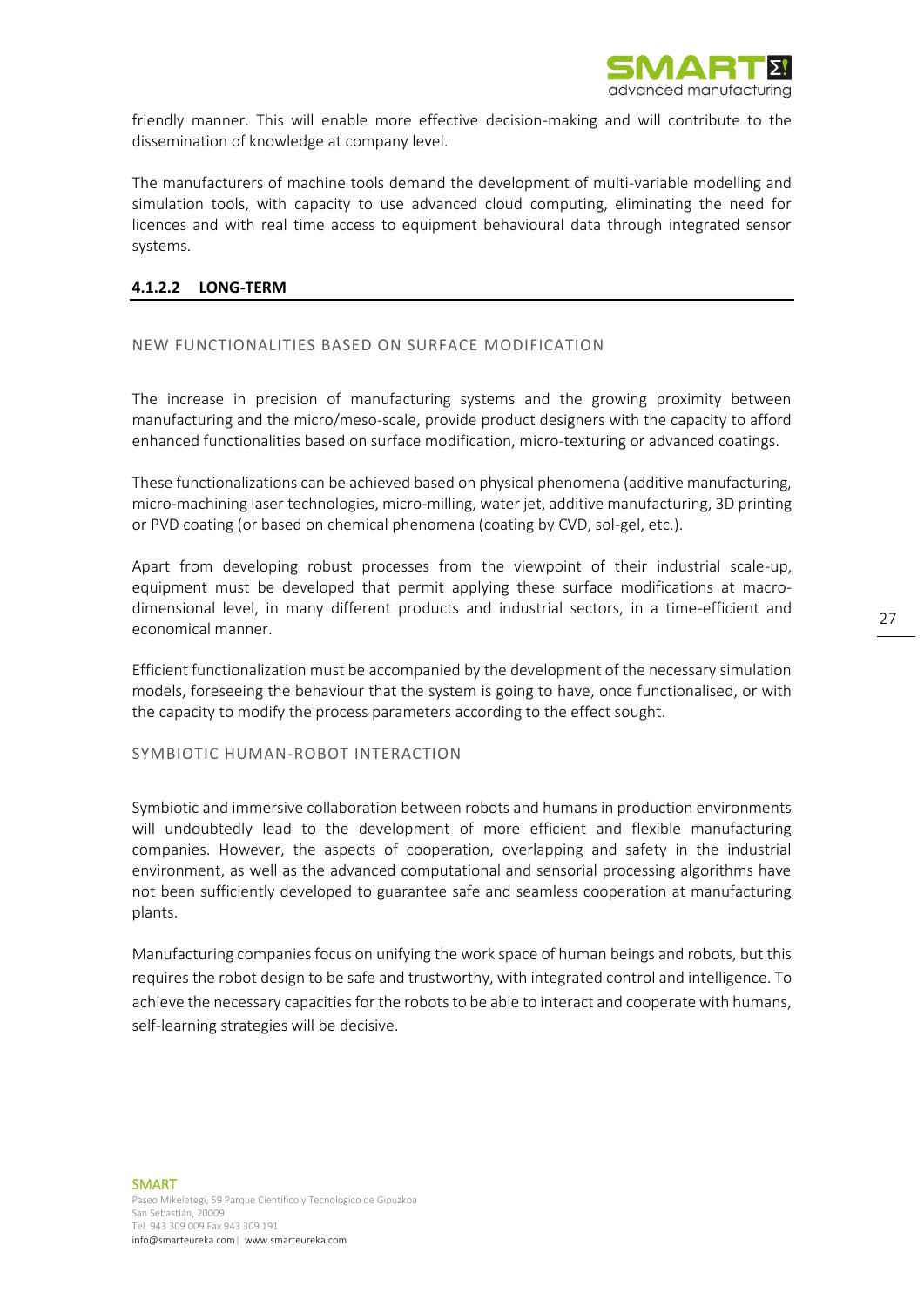friendly manner. This will enable more effective decision-making and will contribute to the dissemination of knowledge at company level.

The manufacturers of machine tools demand the development of multi-variable modelling and simulation tools, with capacity to use advanced cloud computing, eliminating the need for licences and with real time access to equipment behavioural data through integrated sensor systems.

#### 4.1.2.2 LONG-TERM

##### NEW FUNCTIONALITIES BASED ON SURFACE MODIFICATION

The increase in precision of manufacturing systems and the growing proximity between manufacturing and the micro/meso-scale, provide product designers with the capacity to afford enhanced functionalities based on surface modification, micro-texturing or advanced coatings.

These functionalizations can be achieved based on physical phenomena (additive manufacturing, micro-machining laser technologies, micro-milling, water jet, additive manufacturing, 3D printing or PVD coating (or based on chemical phenomena (coating by CVD, sol-gel, etc.).

Apart from developing robust processes from the viewpoint of their industrial scale-up, equipment must be developed that permit applying these surface modifications at macro-dimensional level, in many different products and industrial sectors, in a time-efficient and economical manner.

Efficient functionalization must be accompanied by the development of the necessary simulation models, foreseeing the behaviour that the system is going to have, once functionalised, or with the capacity to modify the process parameters according to the effect sought.

##### SYMBIOTIC HUMAN-ROBOT INTERACTION

Symbiotic and immersive collaboration between robots and humans in production environments will undoubtedly lead to the development of more efficient and flexible manufacturing companies. However, the aspects of cooperation, overlapping and safety in the industrial environment, as well as the advanced computational and sensorial processing algorithms have not been sufficiently developed to guarantee safe and seamless cooperation at manufacturing plants.

Manufacturing companies focus on unifying the work space of human beings and robots, but this requires the robot design to be safe and trustworthy, with integrated control and intelligence. To achieve the necessary capacities for the robots to be able to interact and cooperate with humans, self-learning strategies will be decisive.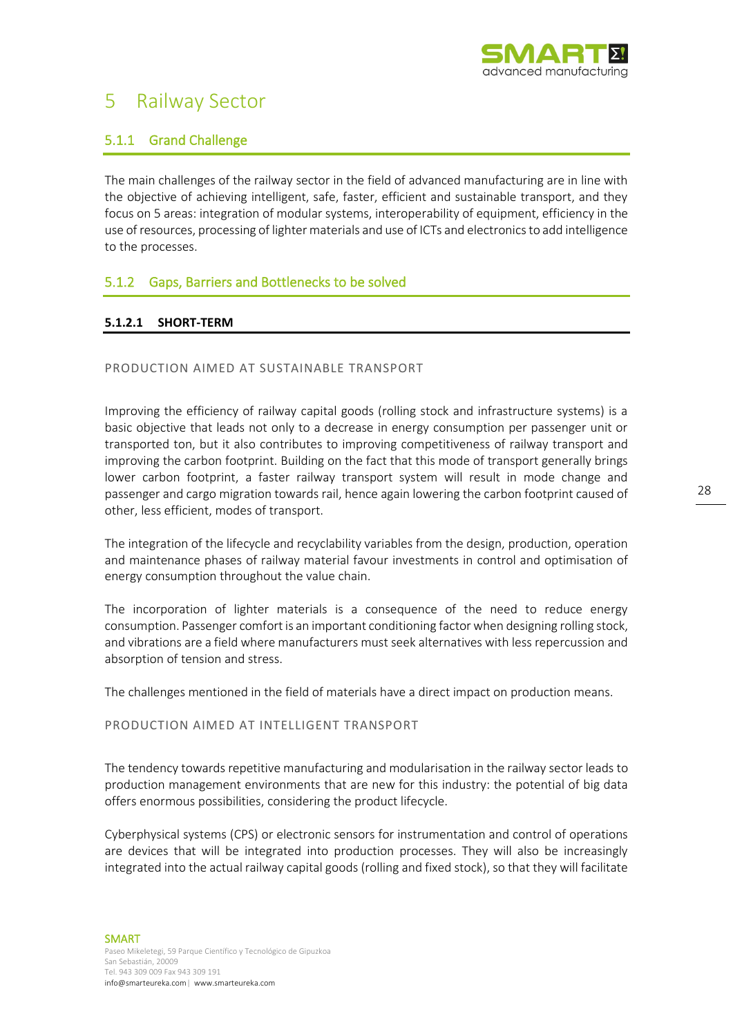# 5 Railway Sector

### 5.1.1 Grand Challenge

The main challenges of the railway sector in the field of advanced manufacturing are in line with the objective of achieving intelligent, safe, faster, efficient and sustainable transport, and they focus on 5 areas: integration of modular systems, interoperability of equipment, efficiency in the use of resources, processing of lighter materials and use of ICTs and electronics to add intelligence to the processes.

### 5.1.2 Gaps, Barriers and Bottlenecks to be solved

#### 5.1.2.1 SHORT-TERM

PRODUCTION AIMED AT SUSTAINABLE TRANSPORT

Improving the efficiency of railway capital goods (rolling stock and infrastructure systems) is a basic objective that leads not only to a decrease in energy consumption per passenger unit or transported ton, but it also contributes to improving competitiveness of railway transport and improving the carbon footprint. Building on the fact that this mode of transport generally brings lower carbon footprint, a faster railway transport system will result in mode change and passenger and cargo migration towards rail, hence again lowering the carbon footprint caused of other, less efficient, modes of transport.

The integration of the lifecycle and recyclability variables from the design, production, operation and maintenance phases of railway material favour investments in control and optimisation of energy consumption throughout the value chain.

The incorporation of lighter materials is a consequence of the need to reduce energy consumption. Passenger comfort is an important conditioning factor when designing rolling stock, and vibrations are a field where manufacturers must seek alternatives with less repercussion and absorption of tension and stress.

The challenges mentioned in the field of materials have a direct impact on production means.

PRODUCTION AIMED AT INTELLIGENT TRANSPORT

The tendency towards repetitive manufacturing and modularisation in the railway sector leads to production management environments that are new for this industry: the potential of big data offers enormous possibilities, considering the product lifecycle.

Cyberphysical systems (CPS) or electronic sensors for instrumentation and control of operations are devices that will be integrated into production processes. They will also be increasingly integrated into the actual railway capital goods (rolling and fixed stock), so that they will facilitate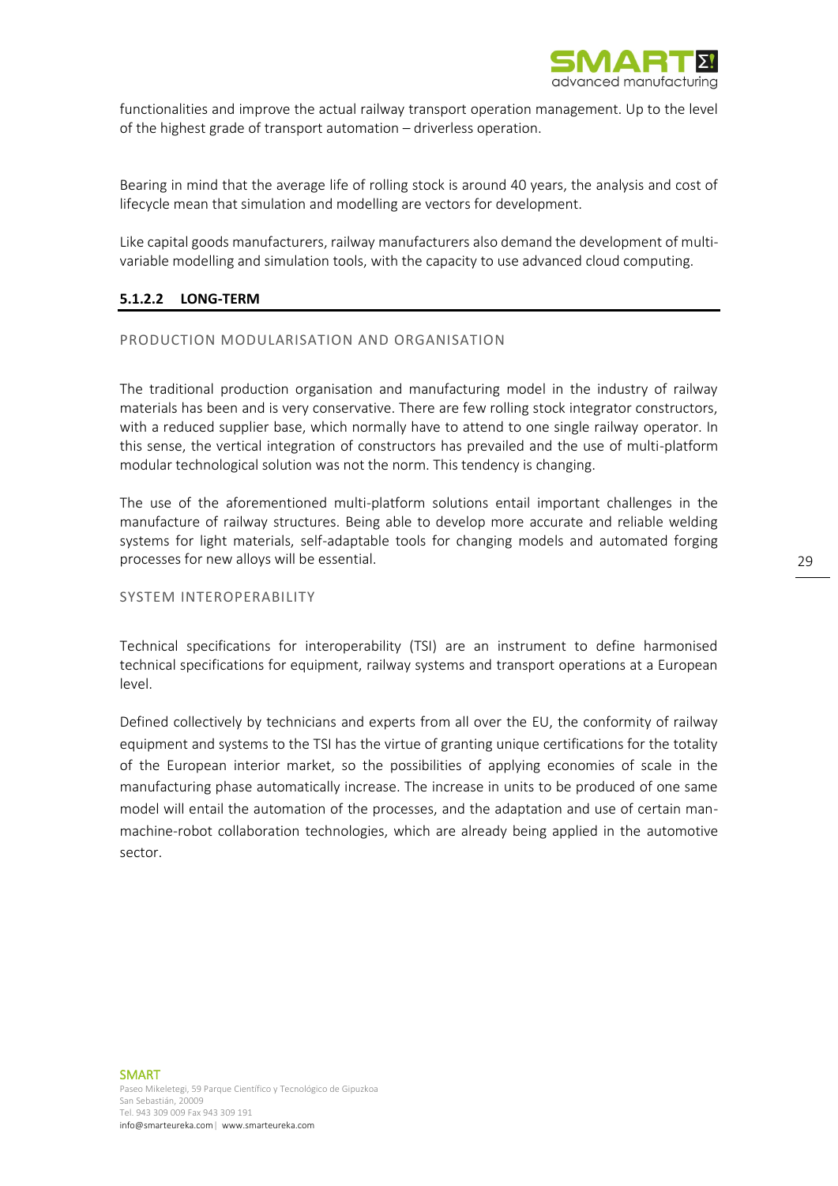functionalities and improve the actual railway transport operation management. Up to the level of the highest grade of transport automation – driverless operation.

Bearing in mind that the average life of rolling stock is around 40 years, the analysis and cost of lifecycle mean that simulation and modelling are vectors for development.

Like capital goods manufacturers, railway manufacturers also demand the development of multi-variable modelling and simulation tools, with the capacity to use advanced cloud computing.

#### 5.1.2.2 LONG-TERM

PRODUCTION MODULARISATION AND ORGANISATION

The traditional production organisation and manufacturing model in the industry of railway materials has been and is very conservative. There are few rolling stock integrator constructors, with a reduced supplier base, which normally have to attend to one single railway operator. In this sense, the vertical integration of constructors has prevailed and the use of multi-platform modular technological solution was not the norm. This tendency is changing.

The use of the aforementioned multi-platform solutions entail important challenges in the manufacture of railway structures. Being able to develop more accurate and reliable welding systems for light materials, self-adaptable tools for changing models and automated forging processes for new alloys will be essential.

SYSTEM INTEROPERABILITY

Technical specifications for interoperability (TSI) are an instrument to define harmonised technical specifications for equipment, railway systems and transport operations at a European level.

Defined collectively by technicians and experts from all over the EU, the conformity of railway equipment and systems to the TSI has the virtue of granting unique certifications for the totality of the European interior market, so the possibilities of applying economies of scale in the manufacturing phase automatically increase. The increase in units to be produced of one same model will entail the automation of the processes, and the adaptation and use of certain man-machine-robot collaboration technologies, which are already being applied in the automotive sector.